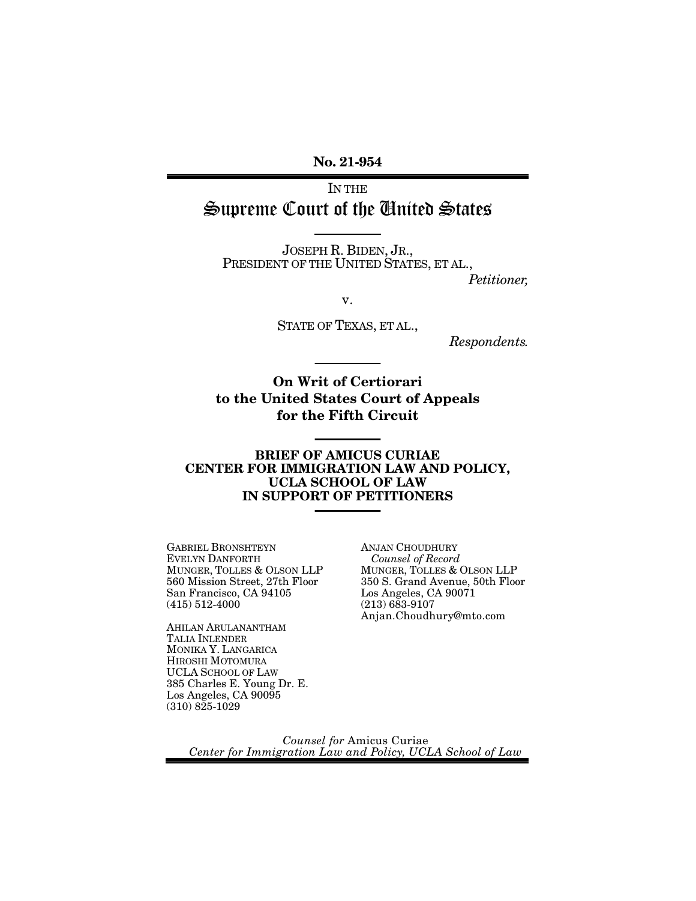**No. 21-954**

IN THE

# Supreme Court of the United States

JOSEPH R. BIDEN, JR.,
PRESIDENT OF THE UNITED STATES, ET AL.,

*Petitioner,*

v.

STATE OF TEXAS, ET AL.,

*Respondents.*

**On Writ of Certiorari to the United States Court of Appeals for the Fifth Circuit**

**BRIEF OF AMICUS CURIAE CENTER FOR IMMIGRATION LAW AND POLICY, UCLA SCHOOL OF LAW IN SUPPORT OF PETITIONERS**

GABRIEL BRONSHTEYN
EVELYN DANFORTH
MUNGER, TOLLES & OLSON LLP
560 Mission Street, 27th Floor
San Francisco, CA 94105
(415) 512-4000

AHILAN ARULANANTHAM
TALIA INLENDER
MONIKA Y. LANGARICA
HIROSHI MOTOMURA
UCLA SCHOOL OF LAW
385 Charles E. Young Dr. E.
Los Angeles, CA 90095
(310) 825-1029

ANJAN CHOUDHURY
*Counsel of Record*
MUNGER, TOLLES & OLSON LLP
350 S. Grand Avenue, 50th Floor
Los Angeles, CA 90071
(213) 683-9107
Anjan.Choudhury@mto.com

*Counsel for* Amicus Curiae
*Center for Immigration Law and Policy, UCLA School of Law*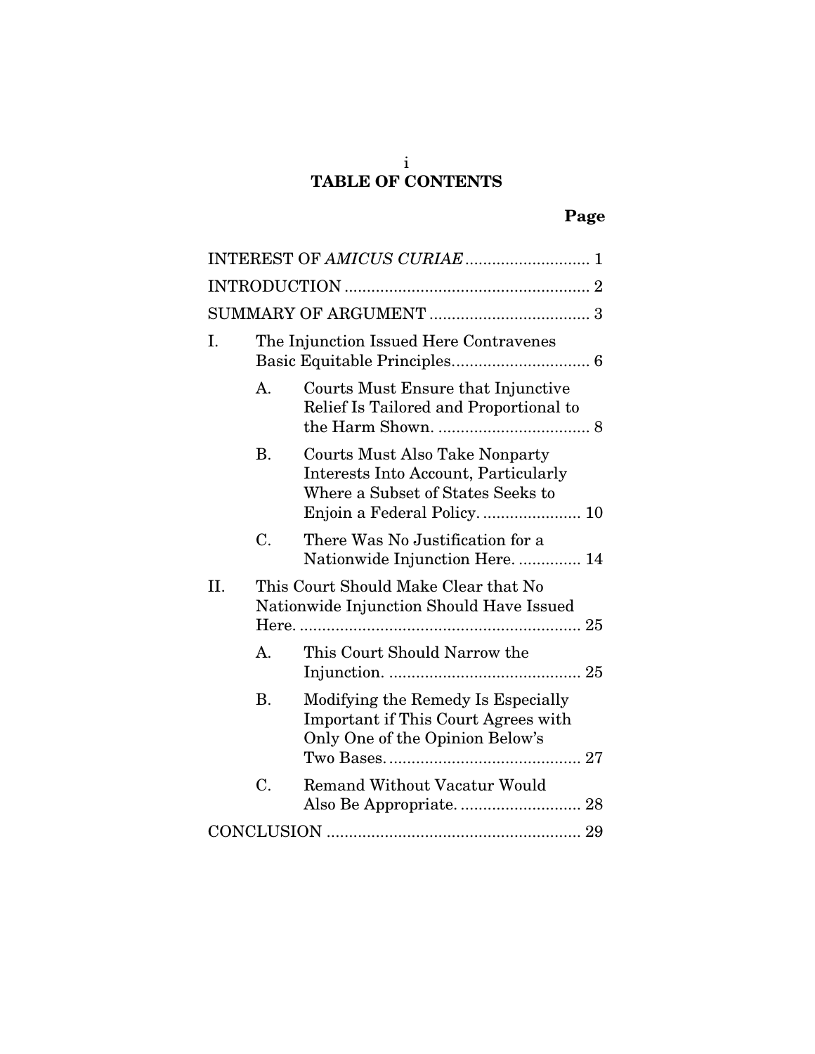# TABLE OF CONTENTS

| | | | Page |
|---|---|---|---|
| INTEREST OF *AMICUS CURIAE* | | | 1 |
| INTRODUCTION | | | 2 |
| SUMMARY OF ARGUMENT | | | 3 |
| I. | The Injunction Issued Here Contravenes Basic Equitable Principles | | 6 |
| | A. | Courts Must Ensure that Injunctive Relief Is Tailored and Proportional to the Harm Shown. | 8 |
| | B. | Courts Must Also Take Nonparty Interests Into Account, Particularly Where a Subset of States Seeks to Enjoin a Federal Policy. | 10 |
| | C. | There Was No Justification for a Nationwide Injunction Here. | 14 |
| II. | This Court Should Make Clear that No Nationwide Injunction Should Have Issued Here. | | 25 |
| | A. | This Court Should Narrow the Injunction. | 25 |
| | B. | Modifying the Remedy Is Especially Important if This Court Agrees with Only One of the Opinion Below's Two Bases. | 27 |
| | C. | Remand Without Vacatur Would Also Be Appropriate. | 28 |
| CONCLUSION | | | 29 |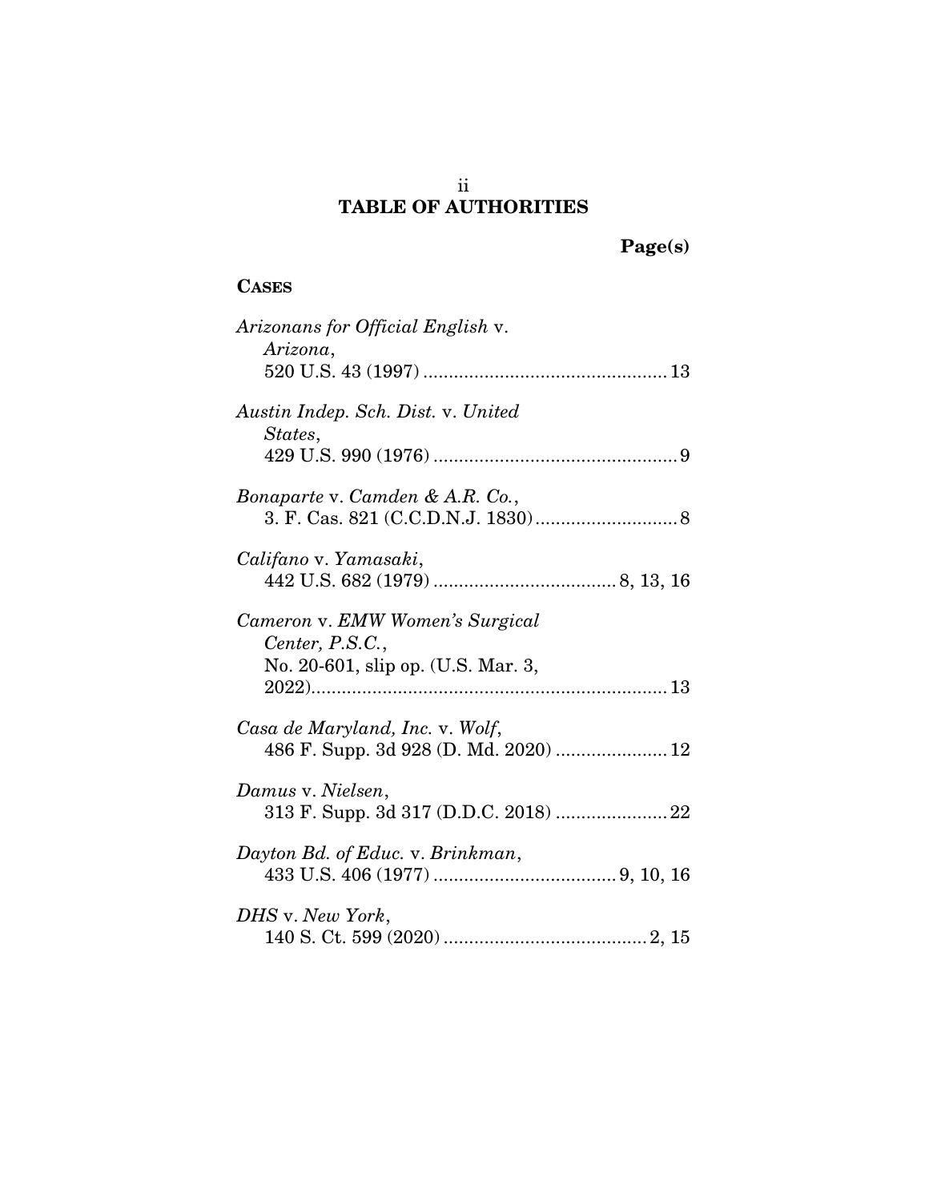# TABLE OF AUTHORITIES

**Page(s)**

**CASES**

*Arizonans for Official English* v. *Arizona*, 520 U.S. 43 (1997) ................................................ 13

*Austin Indep. Sch. Dist.* v. *United States*, 429 U.S. 990 (1976) ................................................ 9

*Bonaparte* v. *Camden & A.R. Co.*, 3. F. Cas. 821 (C.C.D.N.J. 1830) ............................ 8

*Califano* v. *Yamasaki*, 442 U.S. 682 (1979) .................................... 8, 13, 16

*Cameron* v. *EMW Women's Surgical Center, P.S.C.*, No. 20-601, slip op. (U.S. Mar. 3, 2022)...................................................................... 13

*Casa de Maryland, Inc.* v. *Wolf*, 486 F. Supp. 3d 928 (D. Md. 2020) ...................... 12

*Damus* v. *Nielsen*, 313 F. Supp. 3d 317 (D.D.C. 2018) ...................... 22

*Dayton Bd. of Educ.* v. *Brinkman*, 433 U.S. 406 (1977) .................................... 9, 10, 16

*DHS* v. *New York*, 140 S. Ct. 599 (2020) ........................................ 2, 15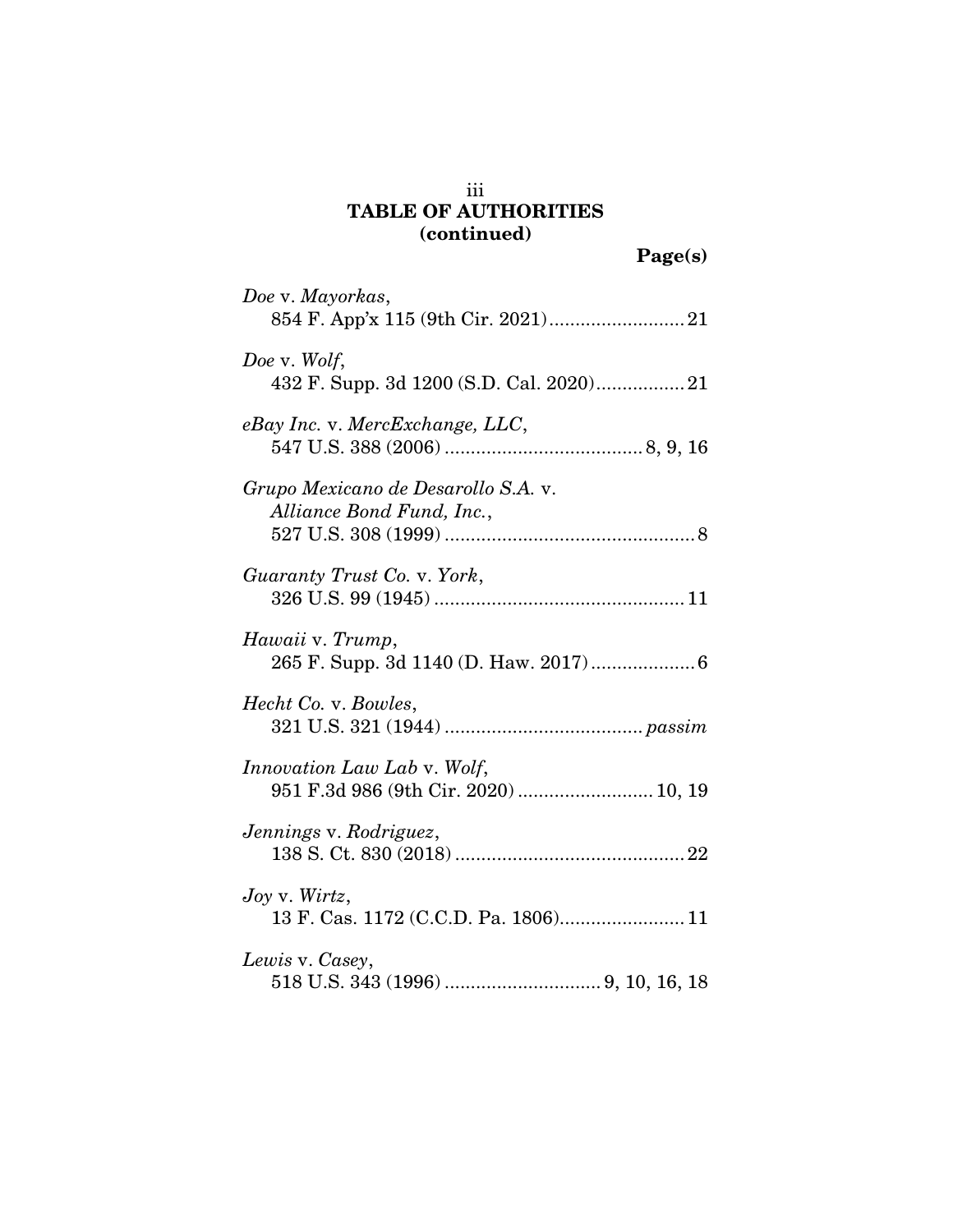## TABLE OF AUTHORITIES
**(continued)**

**Page(s)**

*Doe* v. *Mayorkas*,
854 F. App'x 115 (9th Cir. 2021).......................... 21

*Doe* v. *Wolf*,
432 F. Supp. 3d 1200 (S.D. Cal. 2020)................. 21

*eBay Inc.* v. *MercExchange, LLC*,
547 U.S. 388 (2006) ...................................... 8, 9, 16

*Grupo Mexicano de Desarollo S.A.* v. *Alliance Bond Fund, Inc.*,
527 U.S. 308 (1999) ................................................ 8

*Guaranty Trust Co.* v. *York*,
326 U.S. 99 (1945) ................................................ 11

*Hawaii* v. *Trump*,
265 F. Supp. 3d 1140 (D. Haw. 2017).................... 6

*Hecht Co.* v. *Bowles*,
321 U.S. 321 (1944) ...................................... *passim*

*Innovation Law Lab* v. *Wolf*,
951 F.3d 986 (9th Cir. 2020) .......................... 10, 19

*Jennings* v. *Rodriguez*,
138 S. Ct. 830 (2018) ............................................ 22

*Joy* v. *Wirtz*,
13 F. Cas. 1172 (C.C.D. Pa. 1806)........................ 11

*Lewis* v. *Casey*,
518 U.S. 343 (1996) .............................. 9, 10, 16, 18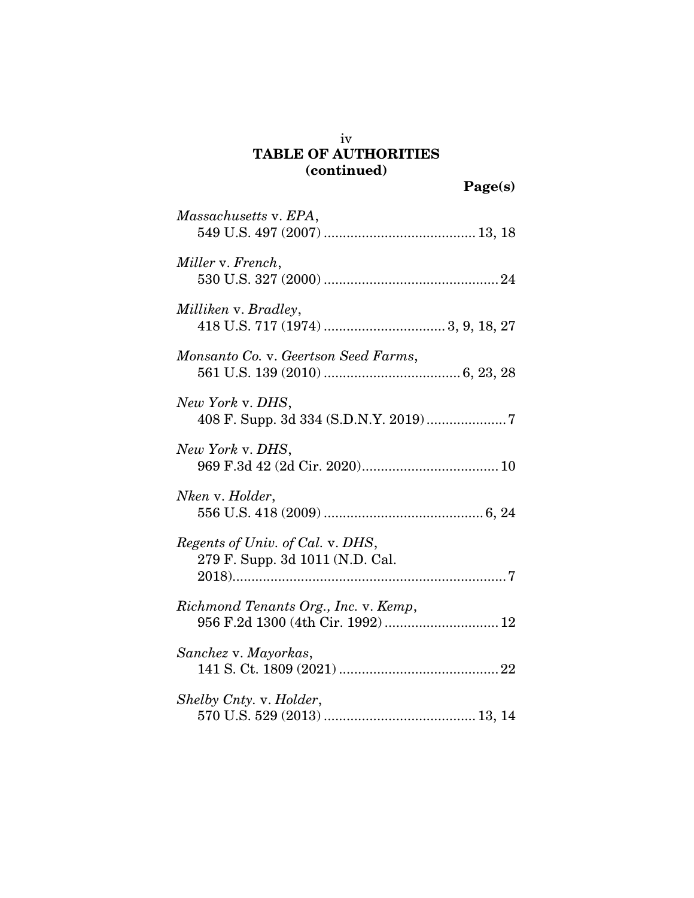## TABLE OF AUTHORITIES
## (continued)

**Page(s)**

*Massachusetts* v. *EPA*,
549 U.S. 497 (2007) .......................................13, 18

*Miller* v. *French*,
530 U.S. 327 (2000) .............................................24

*Milliken* v. *Bradley*,
418 U.S. 717 (1974) ...............................3, 9, 18, 27

*Monsanto Co.* v. *Geertson Seed Farms*,
561 U.S. 139 (2010) ...................................6, 23, 28

*New York* v. *DHS*,
408 F. Supp. 3d 334 (S.D.N.Y. 2019)....................7

*New York* v. *DHS*,
969 F.3d 42 (2d Cir. 2020)...................................10

*Nken* v. *Holder*,
556 U.S. 418 (2009) .........................................6, 24

*Regents of Univ. of Cal.* v. *DHS*,
279 F. Supp. 3d 1011 (N.D. Cal. 2018).......................................................................7

*Richmond Tenants Org., Inc.* v. *Kemp*,
956 F.2d 1300 (4th Cir. 1992) .............................12

*Sanchez* v. *Mayorkas*,
141 S. Ct. 1809 (2021) .........................................22

*Shelby Cnty.* v. *Holder*,
570 U.S. 529 (2013) .......................................13, 14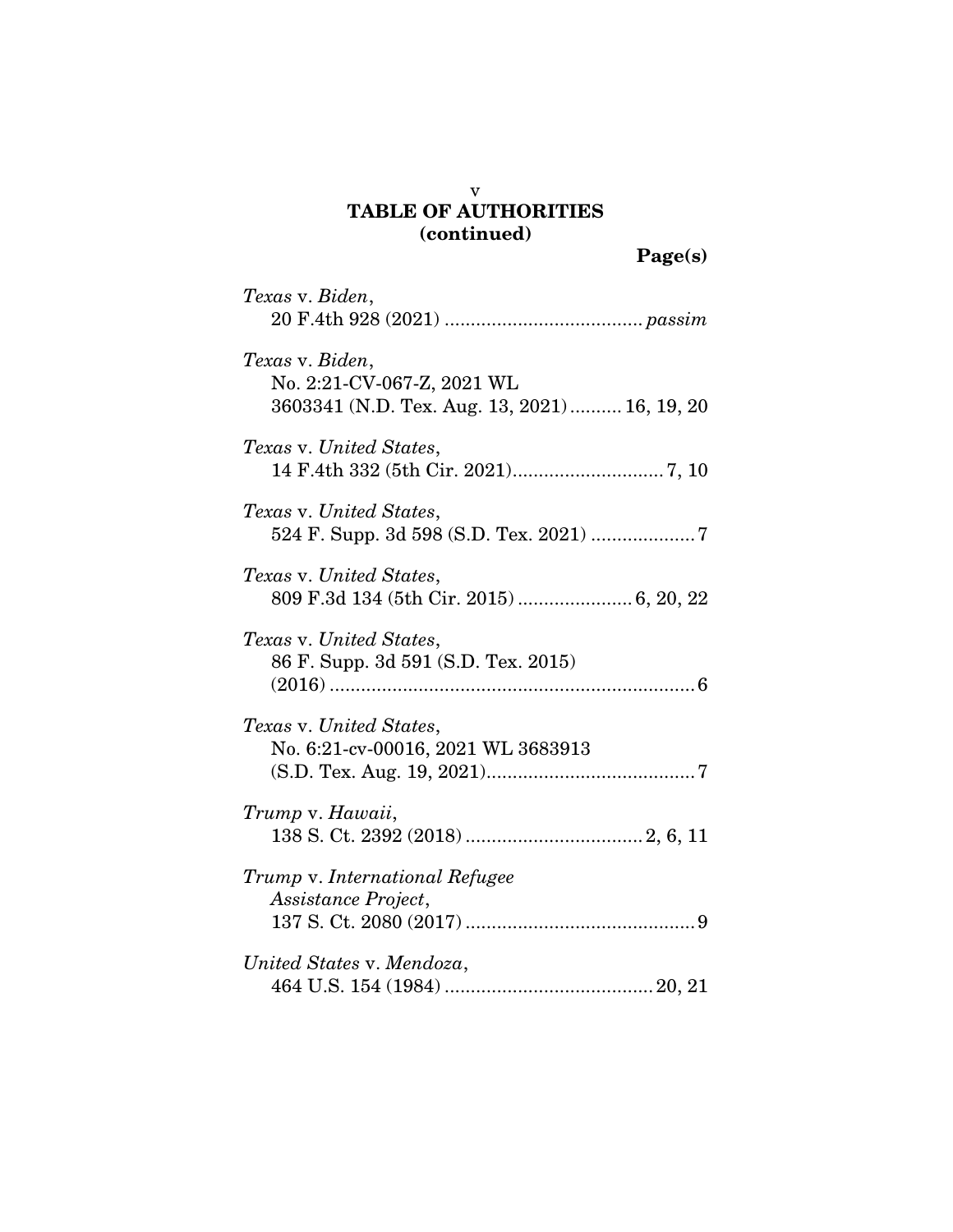## TABLE OF AUTHORITIES (continued)

**Page(s)**

*Texas* v. *Biden*,
20 F.4th 928 (2021) ..................................... *passim*

*Texas* v. *Biden*,
No. 2:21-CV-067-Z, 2021 WL 3603341 (N.D. Tex. Aug. 13, 2021) .......... 16, 19, 20

*Texas* v. *United States*,
14 F.4th 332 (5th Cir. 2021)............................. 7, 10

*Texas* v. *United States*,
524 F. Supp. 3d 598 (S.D. Tex. 2021) .................... 7

*Texas* v. *United States*,
809 F.3d 134 (5th Cir. 2015) ...................... 6, 20, 22

*Texas* v. *United States*,
86 F. Supp. 3d 591 (S.D. Tex. 2015) (2016) ....................................................................... 6

*Texas* v. *United States*,
No. 6:21-cv-00016, 2021 WL 3683913 (S.D. Tex. Aug. 19, 2021)........................................ 7

*Trump* v. *Hawaii*,
138 S. Ct. 2392 (2018) .................................. 2, 6, 11

*Trump* v. *International Refugee Assistance Project*,
137 S. Ct. 2080 (2017) ............................................ 9

*United States* v. *Mendoza*,
464 U.S. 154 (1984) ........................................ 20, 21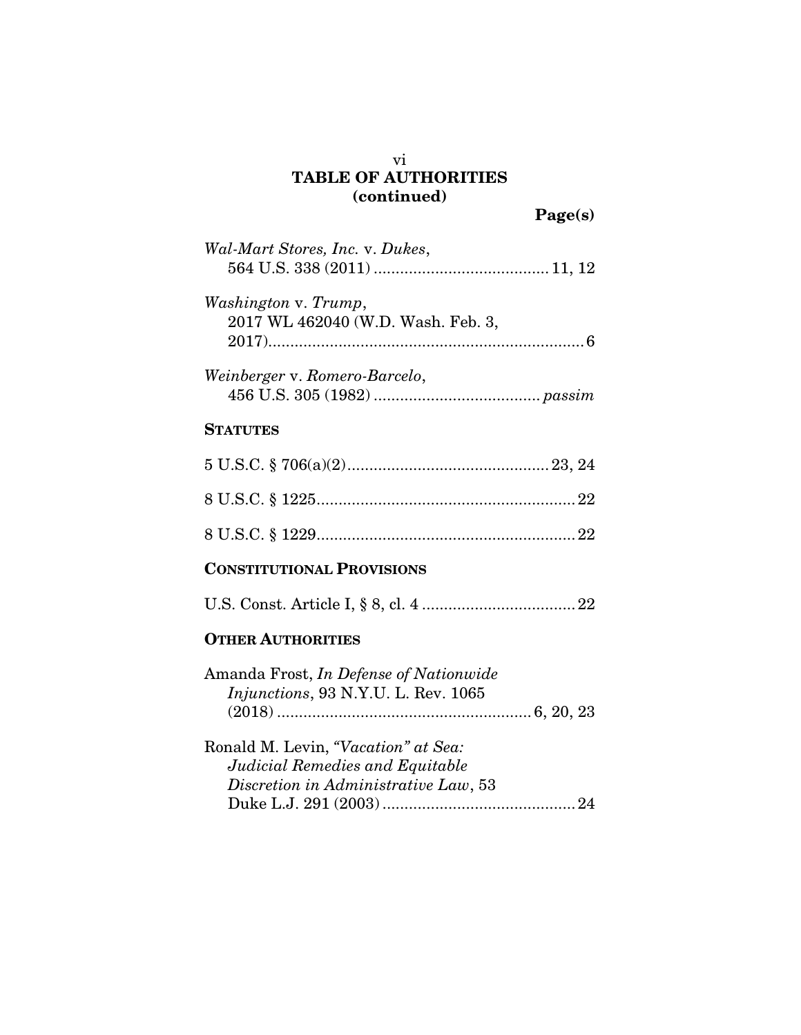# TABLE OF AUTHORITIES (continued)

**Page(s)**

*Wal-Mart Stores, Inc.* v. *Dukes*,
564 U.S. 338 (2011) .......................................... 11, 12

*Washington* v. *Trump*,
2017 WL 462040 (W.D. Wash. Feb. 3, 2017)......................................................................... 6

*Weinberger* v. *Romero-Barcelo*,
456 U.S. 305 (1982) ..................................... *passim*

## STATUTES

5 U.S.C. § 706(a)(2)............................................. 23, 24

8 U.S.C. § 1225........................................................... 22

8 U.S.C. § 1229........................................................... 22

## CONSTITUTIONAL PROVISIONS

U.S. Const. Article I, § 8, cl. 4 ................................... 22

## OTHER AUTHORITIES

Amanda Frost, *In Defense of Nationwide Injunctions*, 93 N.Y.U. L. Rev. 1065 (2018) ......................................................... 6, 20, 23

Ronald M. Levin, *"Vacation" at Sea: Judicial Remedies and Equitable Discretion in Administrative Law*, 53 Duke L.J. 291 (2003) ............................................ 24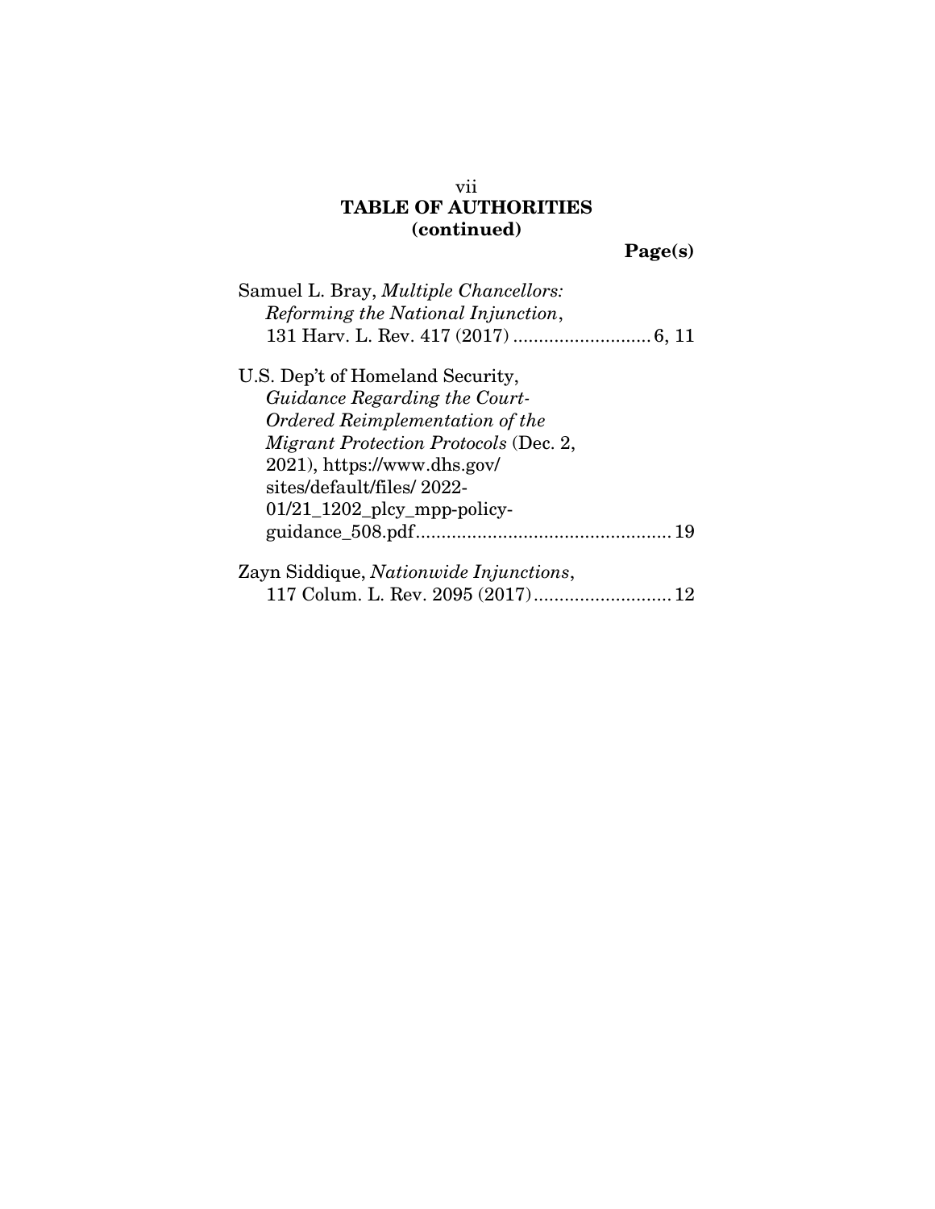## TABLE OF AUTHORITIES
## (continued)

**Page(s)**

Samuel L. Bray, *Multiple Chancellors: Reforming the National Injunction*, 131 Harv. L. Rev. 417 (2017) .......................... 6, 11

U.S. Dep't of Homeland Security, *Guidance Regarding the Court-Ordered Reimplementation of the Migrant Protection Protocols* (Dec. 2, 2021), https://www.dhs.gov/sites/default/files/2022-01/21_1202_plcy_mpp-policy-guidance_508.pdf................................................. 19

Zayn Siddique, *Nationwide Injunctions*, 117 Colum. L. Rev. 2095 (2017).......................... 12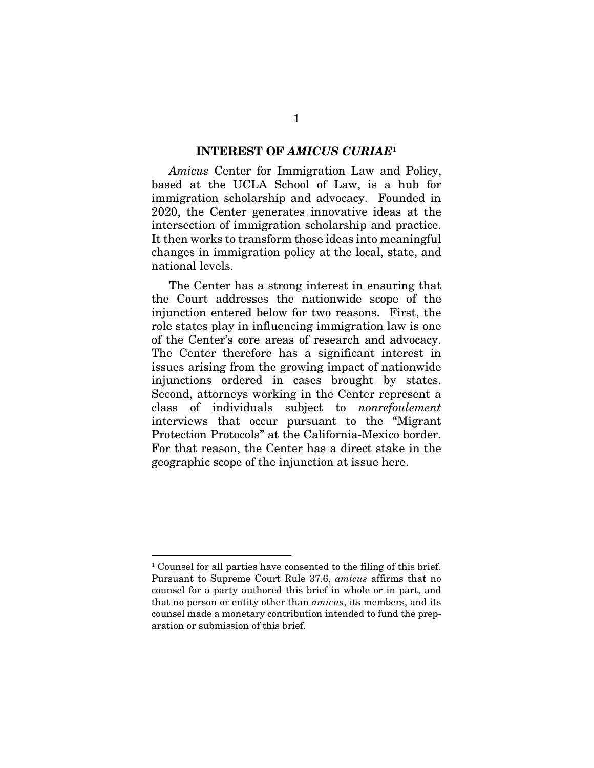## INTEREST OF *AMICUS CURIAE*[1]

*Amicus* Center for Immigration Law and Policy, based at the UCLA School of Law, is a hub for immigration scholarship and advocacy. Founded in 2020, the Center generates innovative ideas at the intersection of immigration scholarship and practice. It then works to transform those ideas into meaningful changes in immigration policy at the local, state, and national levels.

The Center has a strong interest in ensuring that the Court addresses the nationwide scope of the injunction entered below for two reasons. First, the role states play in influencing immigration law is one of the Center's core areas of research and advocacy. The Center therefore has a significant interest in issues arising from the growing impact of nationwide injunctions ordered in cases brought by states. Second, attorneys working in the Center represent a class of individuals subject to *nonrefoulement* interviews that occur pursuant to the "Migrant Protection Protocols" at the California-Mexico border. For that reason, the Center has a direct stake in the geographic scope of the injunction at issue here.

---

[1] Counsel for all parties have consented to the filing of this brief. Pursuant to Supreme Court Rule 37.6, *amicus* affirms that no counsel for a party authored this brief in whole or in part, and that no person or entity other than *amicus*, its members, and its counsel made a monetary contribution intended to fund the preparation or submission of this brief.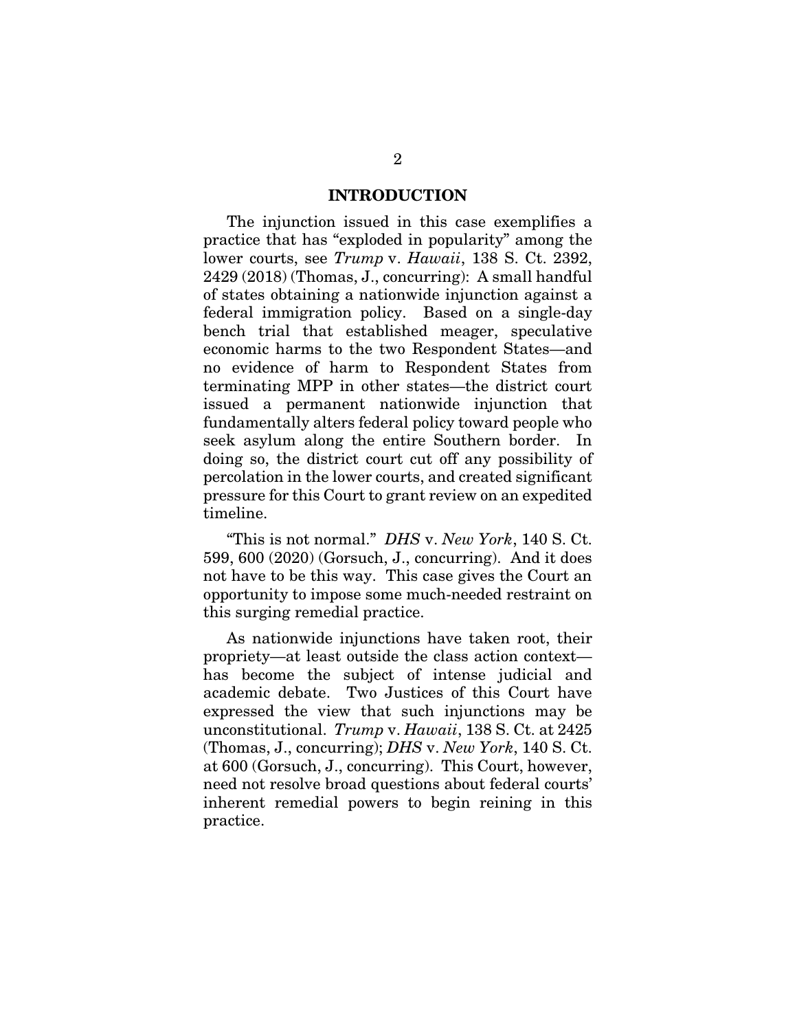## INTRODUCTION

The injunction issued in this case exemplifies a practice that has "exploded in popularity" among the lower courts, see *Trump* v. *Hawaii*, 138 S. Ct. 2392, 2429 (2018) (Thomas, J., concurring): A small handful of states obtaining a nationwide injunction against a federal immigration policy. Based on a single-day bench trial that established meager, speculative economic harms to the two Respondent States—and no evidence of harm to Respondent States from terminating MPP in other states—the district court issued a permanent nationwide injunction that fundamentally alters federal policy toward people who seek asylum along the entire Southern border. In doing so, the district court cut off any possibility of percolation in the lower courts, and created significant pressure for this Court to grant review on an expedited timeline.

"This is not normal." *DHS* v. *New York*, 140 S. Ct. 599, 600 (2020) (Gorsuch, J., concurring). And it does not have to be this way. This case gives the Court an opportunity to impose some much-needed restraint on this surging remedial practice.

As nationwide injunctions have taken root, their propriety—at least outside the class action context—has become the subject of intense judicial and academic debate. Two Justices of this Court have expressed the view that such injunctions may be unconstitutional. *Trump* v. *Hawaii*, 138 S. Ct. at 2425 (Thomas, J., concurring); *DHS* v. *New York*, 140 S. Ct. at 600 (Gorsuch, J., concurring). This Court, however, need not resolve broad questions about federal courts' inherent remedial powers to begin reining in this practice.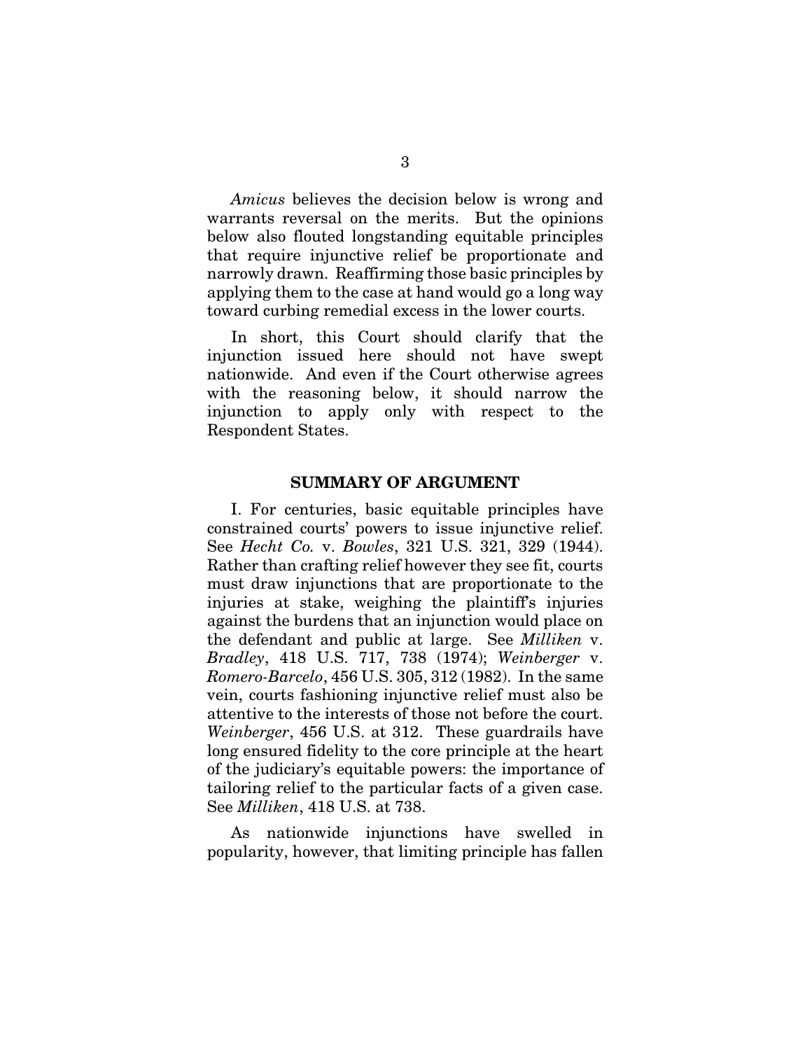*Amicus* believes the decision below is wrong and warrants reversal on the merits. But the opinions below also flouted longstanding equitable principles that require injunctive relief be proportionate and narrowly drawn. Reaffirming those basic principles by applying them to the case at hand would go a long way toward curbing remedial excess in the lower courts.

In short, this Court should clarify that the injunction issued here should not have swept nationwide. And even if the Court otherwise agrees with the reasoning below, it should narrow the injunction to apply only with respect to the Respondent States.

## SUMMARY OF ARGUMENT

I. For centuries, basic equitable principles have constrained courts' powers to issue injunctive relief. See *Hecht Co.* v. *Bowles*, 321 U.S. 321, 329 (1944). Rather than crafting relief however they see fit, courts must draw injunctions that are proportionate to the injuries at stake, weighing the plaintiff's injuries against the burdens that an injunction would place on the defendant and public at large. See *Milliken* v. *Bradley*, 418 U.S. 717, 738 (1974); *Weinberger* v. *Romero-Barcelo*, 456 U.S. 305, 312 (1982). In the same vein, courts fashioning injunctive relief must also be attentive to the interests of those not before the court. *Weinberger*, 456 U.S. at 312. These guardrails have long ensured fidelity to the core principle at the heart of the judiciary's equitable powers: the importance of tailoring relief to the particular facts of a given case. See *Milliken*, 418 U.S. at 738.

As nationwide injunctions have swelled in popularity, however, that limiting principle has fallen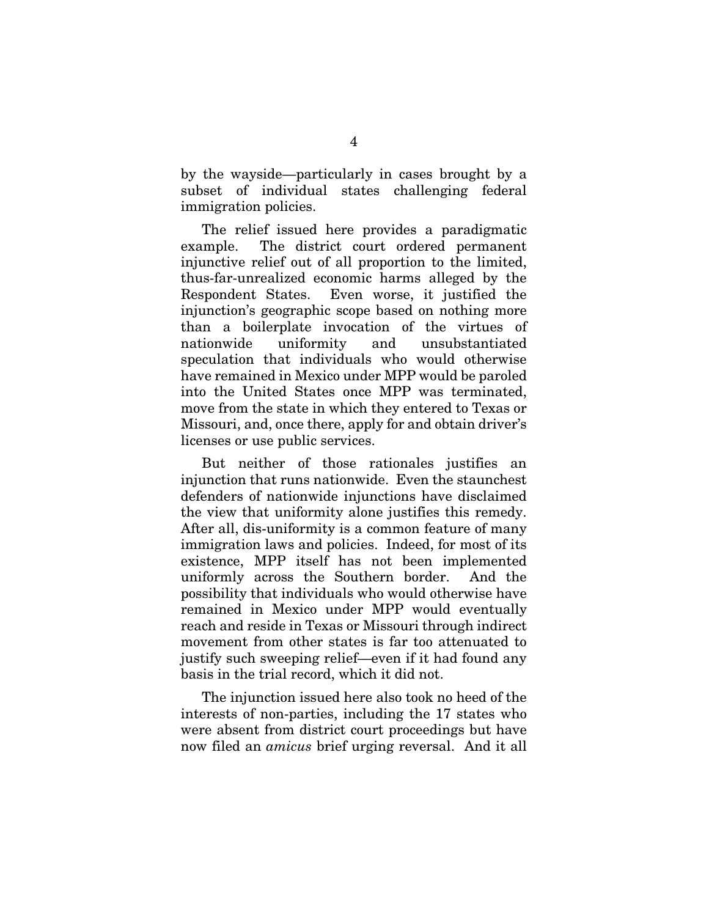by the wayside—particularly in cases brought by a subset of individual states challenging federal immigration policies.

The relief issued here provides a paradigmatic example. The district court ordered permanent injunctive relief out of all proportion to the limited, thus-far-unrealized economic harms alleged by the Respondent States. Even worse, it justified the injunction's geographic scope based on nothing more than a boilerplate invocation of the virtues of nationwide uniformity and unsubstantiated speculation that individuals who would otherwise have remained in Mexico under MPP would be paroled into the United States once MPP was terminated, move from the state in which they entered to Texas or Missouri, and, once there, apply for and obtain driver's licenses or use public services.

But neither of those rationales justifies an injunction that runs nationwide. Even the staunchest defenders of nationwide injunctions have disclaimed the view that uniformity alone justifies this remedy. After all, dis-uniformity is a common feature of many immigration laws and policies. Indeed, for most of its existence, MPP itself has not been implemented uniformly across the Southern border. And the possibility that individuals who would otherwise have remained in Mexico under MPP would eventually reach and reside in Texas or Missouri through indirect movement from other states is far too attenuated to justify such sweeping relief—even if it had found any basis in the trial record, which it did not.

The injunction issued here also took no heed of the interests of non-parties, including the 17 states who were absent from district court proceedings but have now filed an *amicus* brief urging reversal. And it all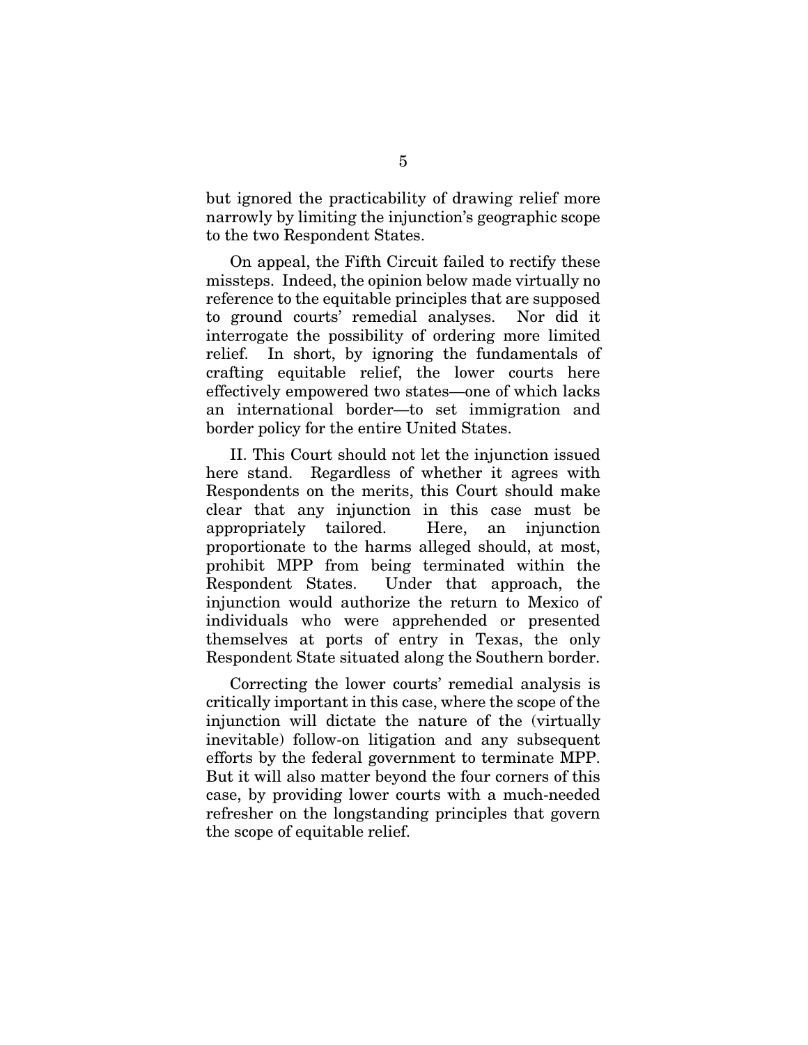but ignored the practicability of drawing relief more narrowly by limiting the injunction's geographic scope to the two Respondent States.

On appeal, the Fifth Circuit failed to rectify these missteps. Indeed, the opinion below made virtually no reference to the equitable principles that are supposed to ground courts' remedial analyses. Nor did it interrogate the possibility of ordering more limited relief. In short, by ignoring the fundamentals of crafting equitable relief, the lower courts here effectively empowered two states—one of which lacks an international border—to set immigration and border policy for the entire United States.

II. This Court should not let the injunction issued here stand. Regardless of whether it agrees with Respondents on the merits, this Court should make clear that any injunction in this case must be appropriately tailored. Here, an injunction proportionate to the harms alleged should, at most, prohibit MPP from being terminated within the Respondent States. Under that approach, the injunction would authorize the return to Mexico of individuals who were apprehended or presented themselves at ports of entry in Texas, the only Respondent State situated along the Southern border.

Correcting the lower courts' remedial analysis is critically important in this case, where the scope of the injunction will dictate the nature of the (virtually inevitable) follow-on litigation and any subsequent efforts by the federal government to terminate MPP. But it will also matter beyond the four corners of this case, by providing lower courts with a much-needed refresher on the longstanding principles that govern the scope of equitable relief.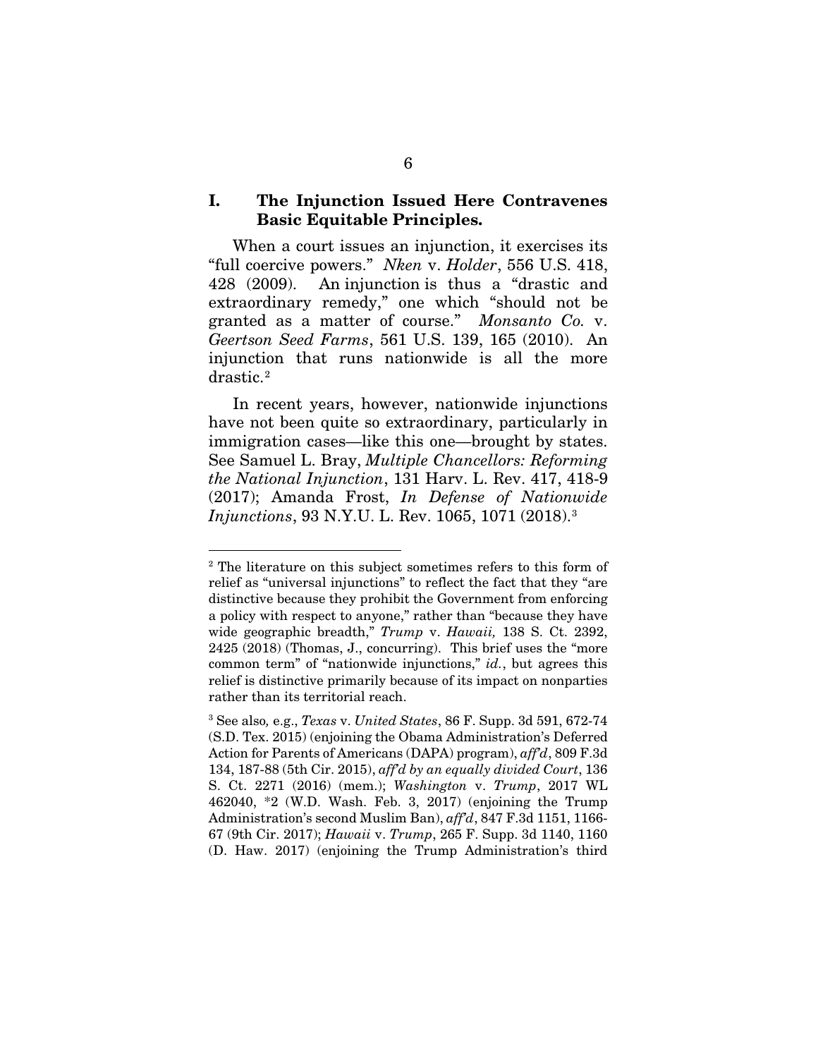## I. The Injunction Issued Here Contravenes Basic Equitable Principles.

When a court issues an injunction, it exercises its "full coercive powers." *Nken* v. *Holder*, 556 U.S. 418, 428 (2009). An injunction is thus a "drastic and extraordinary remedy," one which "should not be granted as a matter of course." *Monsanto Co.* v. *Geertson Seed Farms*, 561 U.S. 139, 165 (2010). An injunction that runs nationwide is all the more drastic.[2]

In recent years, however, nationwide injunctions have not been quite so extraordinary, particularly in immigration cases—like this one—brought by states. See Samuel L. Bray, *Multiple Chancellors: Reforming the National Injunction*, 131 Harv. L. Rev. 417, 418-9 (2017); Amanda Frost, *In Defense of Nationwide Injunctions*, 93 N.Y.U. L. Rev. 1065, 1071 (2018).[3]

---

[2] The literature on this subject sometimes refers to this form of relief as "universal injunctions" to reflect the fact that they "are distinctive because they prohibit the Government from enforcing a policy with respect to anyone," rather than "because they have wide geographic breadth," *Trump* v. *Hawaii,* 138 S. Ct. 2392, 2425 (2018) (Thomas, J., concurring). This brief uses the "more common term" of "nationwide injunctions," *id.*, but agrees this relief is distinctive primarily because of its impact on nonparties rather than its territorial reach.

[3] See also*,* e.g., *Texas* v. *United States*, 86 F. Supp. 3d 591, 672-74 (S.D. Tex. 2015) (enjoining the Obama Administration's Deferred Action for Parents of Americans (DAPA) program), *aff'd*, 809 F.3d 134, 187-88 (5th Cir. 2015), *aff'd by an equally divided Court*, 136 S. Ct. 2271 (2016) (mem.); *Washington* v. *Trump*, 2017 WL 462040, \*2 (W.D. Wash. Feb. 3, 2017) (enjoining the Trump Administration's second Muslim Ban), *aff'd*, 847 F.3d 1151, 1166-67 (9th Cir. 2017); *Hawaii* v. *Trump*, 265 F. Supp. 3d 1140, 1160 (D. Haw. 2017) (enjoining the Trump Administration's third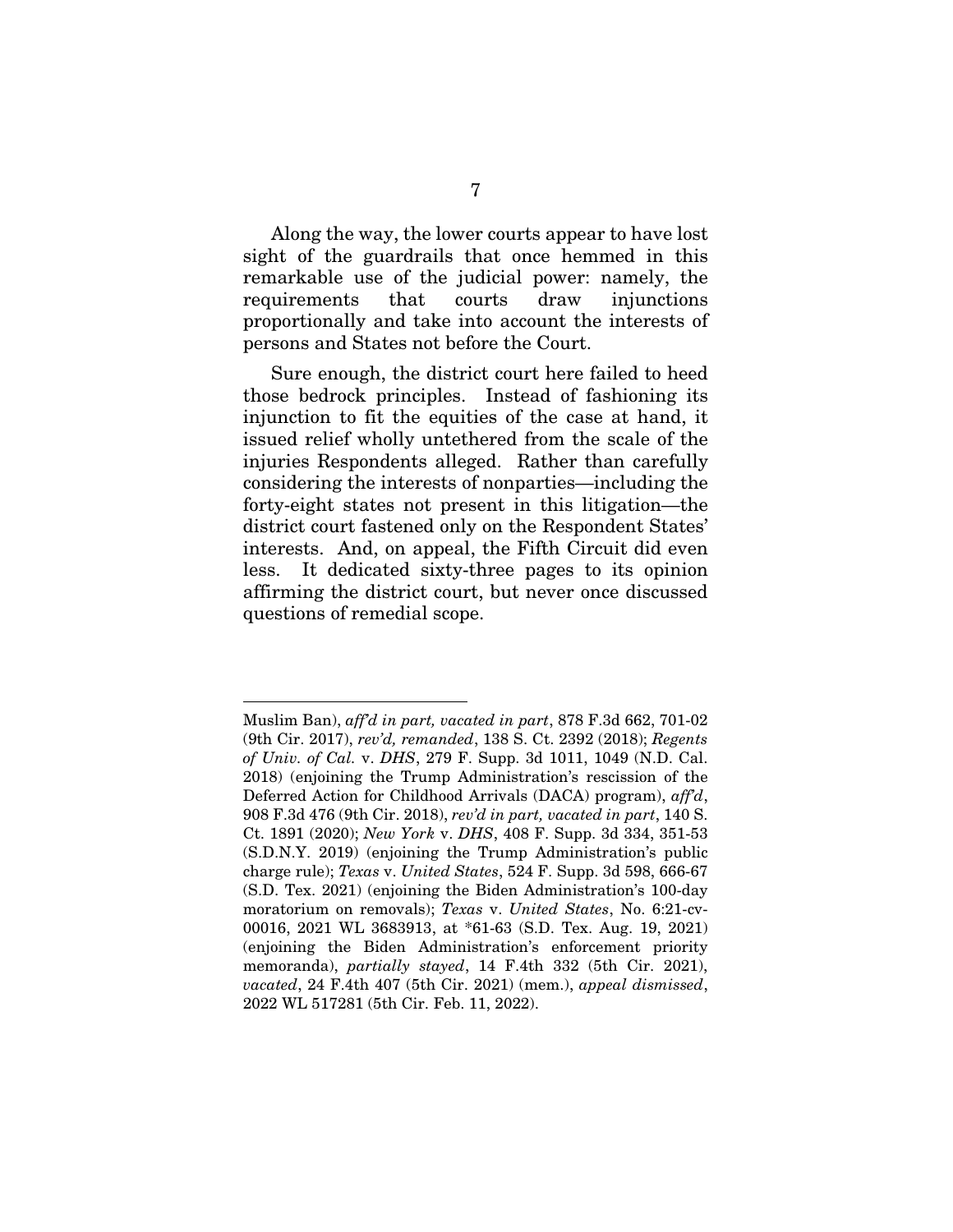Along the way, the lower courts appear to have lost sight of the guardrails that once hemmed in this remarkable use of the judicial power: namely, the requirements that courts draw injunctions proportionally and take into account the interests of persons and States not before the Court.

Sure enough, the district court here failed to heed those bedrock principles. Instead of fashioning its injunction to fit the equities of the case at hand, it issued relief wholly untethered from the scale of the injuries Respondents alleged. Rather than carefully considering the interests of nonparties—including the forty-eight states not present in this litigation—the district court fastened only on the Respondent States' interests. And, on appeal, the Fifth Circuit did even less. It dedicated sixty-three pages to its opinion affirming the district court, but never once discussed questions of remedial scope.

---

Muslim Ban), *aff'd in part, vacated in part*, 878 F.3d 662, 701-02 (9th Cir. 2017), *rev'd, remanded*, 138 S. Ct. 2392 (2018); *Regents of Univ. of Cal.* v. *DHS*, 279 F. Supp. 3d 1011, 1049 (N.D. Cal. 2018) (enjoining the Trump Administration's rescission of the Deferred Action for Childhood Arrivals (DACA) program), *aff'd*, 908 F.3d 476 (9th Cir. 2018), *rev'd in part, vacated in part*, 140 S. Ct. 1891 (2020); *New York* v. *DHS*, 408 F. Supp. 3d 334, 351-53 (S.D.N.Y. 2019) (enjoining the Trump Administration's public charge rule); *Texas* v. *United States*, 524 F. Supp. 3d 598, 666-67 (S.D. Tex. 2021) (enjoining the Biden Administration's 100-day moratorium on removals); *Texas* v. *United States*, No. 6:21-cv-00016, 2021 WL 3683913, at *61-63 (S.D. Tex. Aug. 19, 2021) (enjoining the Biden Administration's enforcement priority memoranda), *partially stayed*, 14 F.4th 332 (5th Cir. 2021), *vacated*, 24 F.4th 407 (5th Cir. 2021) (mem.), *appeal dismissed*, 2022 WL 517281 (5th Cir. Feb. 11, 2022).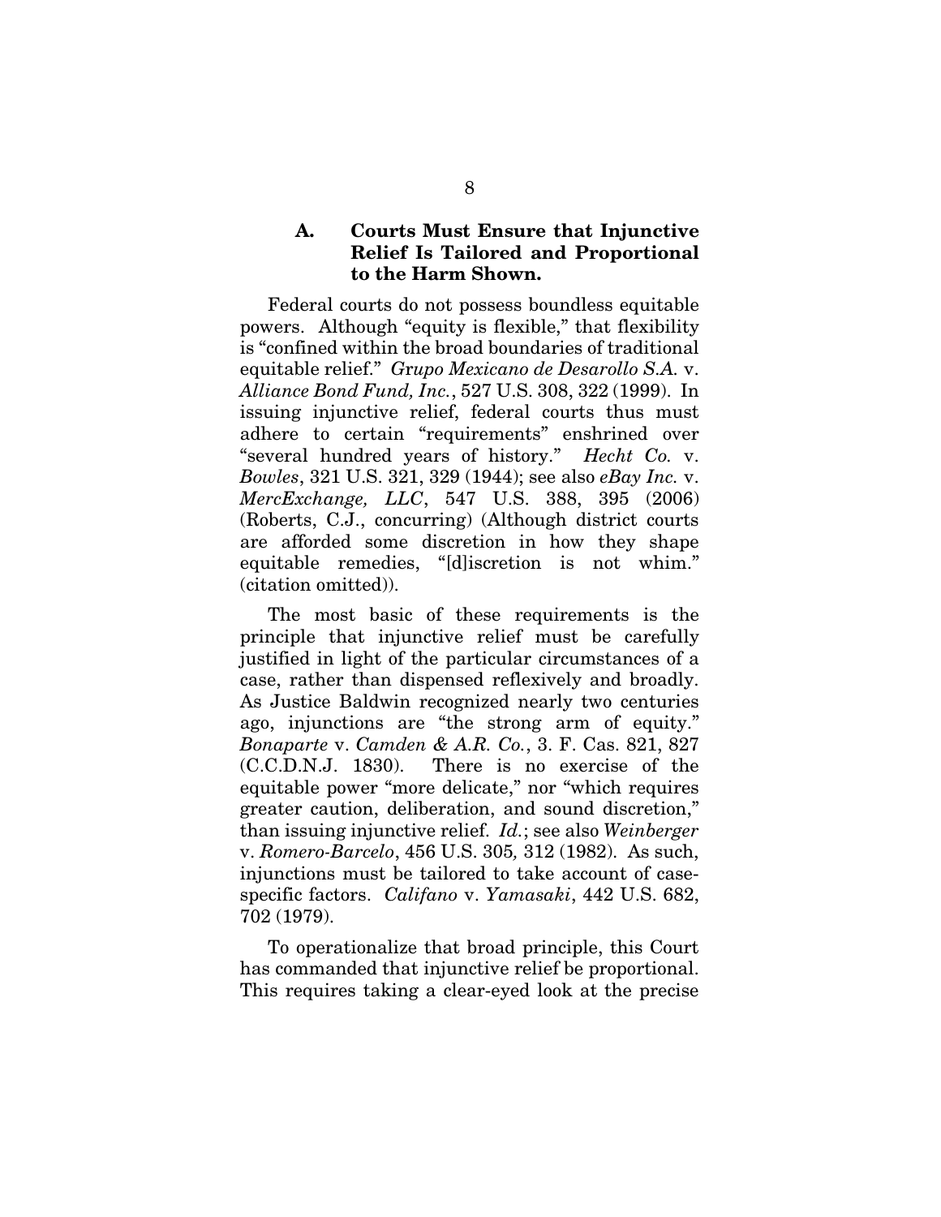### A. Courts Must Ensure that Injunctive Relief Is Tailored and Proportional to the Harm Shown.

Federal courts do not possess boundless equitable powers. Although "equity is flexible," that flexibility is "confined within the broad boundaries of traditional equitable relief." *Grupo Mexicano de Desarollo S.A.* v. *Alliance Bond Fund, Inc.*, 527 U.S. 308, 322 (1999). In issuing injunctive relief, federal courts thus must adhere to certain "requirements" enshrined over "several hundred years of history." *Hecht Co.* v. *Bowles*, 321 U.S. 321, 329 (1944); see also *eBay Inc.* v. *MercExchange, LLC*, 547 U.S. 388, 395 (2006) (Roberts, C.J., concurring) (Although district courts are afforded some discretion in how they shape equitable remedies, "[d]iscretion is not whim." (citation omitted)).

The most basic of these requirements is the principle that injunctive relief must be carefully justified in light of the particular circumstances of a case, rather than dispensed reflexively and broadly. As Justice Baldwin recognized nearly two centuries ago, injunctions are "the strong arm of equity." *Bonaparte* v. *Camden & A.R. Co.*, 3. F. Cas. 821, 827 (C.C.D.N.J. 1830). There is no exercise of the equitable power "more delicate," nor "which requires greater caution, deliberation, and sound discretion," than issuing injunctive relief. *Id.*; see also *Weinberger* v. *Romero-Barcelo*, 456 U.S. 305, 312 (1982). As such, injunctions must be tailored to take account of case-specific factors. *Califano* v. *Yamasaki*, 442 U.S. 682, 702 (1979).

To operationalize that broad principle, this Court has commanded that injunctive relief be proportional. This requires taking a clear-eyed look at the precise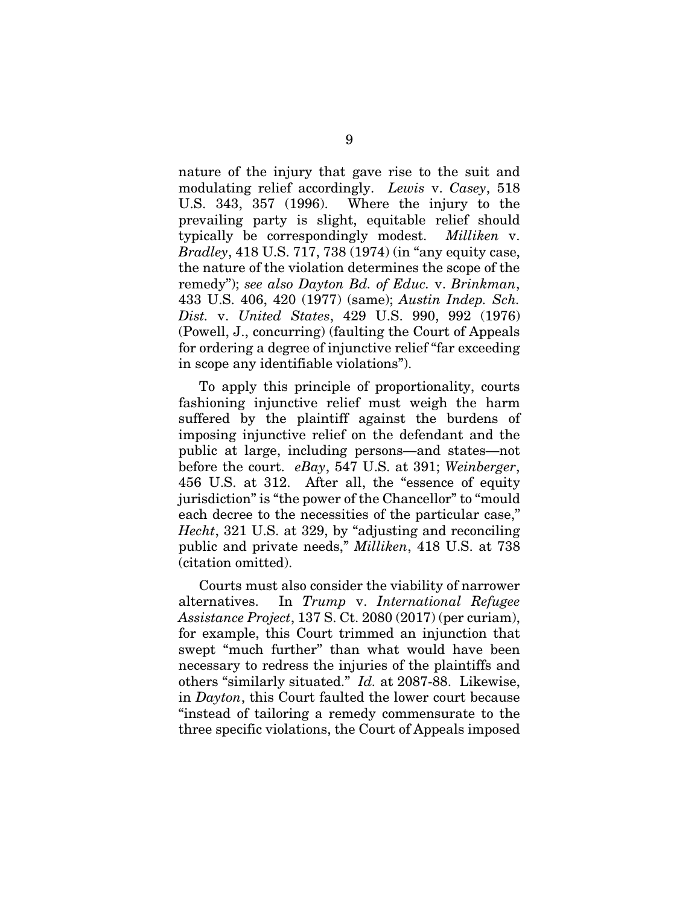nature of the injury that gave rise to the suit and modulating relief accordingly. *Lewis* v. *Casey*, 518 U.S. 343, 357 (1996). Where the injury to the prevailing party is slight, equitable relief should typically be correspondingly modest. *Milliken* v. *Bradley*, 418 U.S. 717, 738 (1974) (in "any equity case, the nature of the violation determines the scope of the remedy"); *see also Dayton Bd. of Educ.* v. *Brinkman*, 433 U.S. 406, 420 (1977) (same); *Austin Indep. Sch. Dist.* v. *United States*, 429 U.S. 990, 992 (1976) (Powell, J., concurring) (faulting the Court of Appeals for ordering a degree of injunctive relief "far exceeding in scope any identifiable violations").

To apply this principle of proportionality, courts fashioning injunctive relief must weigh the harm suffered by the plaintiff against the burdens of imposing injunctive relief on the defendant and the public at large, including persons—and states—not before the court. *eBay*, 547 U.S. at 391; *Weinberger*, 456 U.S. at 312. After all, the "essence of equity jurisdiction" is "the power of the Chancellor" to "mould each decree to the necessities of the particular case," *Hecht*, 321 U.S. at 329, by "adjusting and reconciling public and private needs," *Milliken*, 418 U.S. at 738 (citation omitted).

Courts must also consider the viability of narrower alternatives. In *Trump* v. *International Refugee Assistance Project*, 137 S. Ct. 2080 (2017) (per curiam), for example, this Court trimmed an injunction that swept "much further" than what would have been necessary to redress the injuries of the plaintiffs and others "similarly situated." *Id.* at 2087-88. Likewise, in *Dayton*, this Court faulted the lower court because "instead of tailoring a remedy commensurate to the three specific violations, the Court of Appeals imposed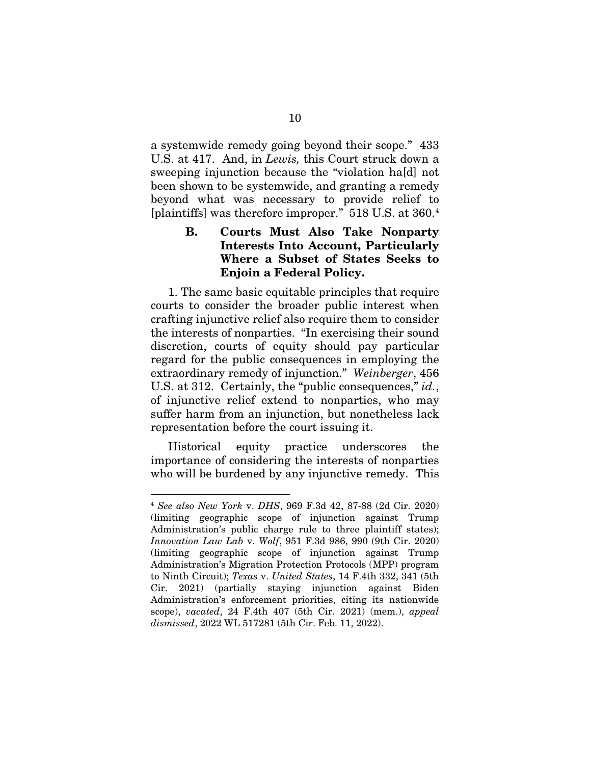a systemwide remedy going beyond their scope." 433 U.S. at 417. And, in *Lewis,* this Court struck down a sweeping injunction because the "violation ha[d] not been shown to be systemwide, and granting a remedy beyond what was necessary to provide relief to [plaintiffs] was therefore improper." 518 U.S. at 360.[4]

### B. Courts Must Also Take Nonparty Interests Into Account, Particularly Where a Subset of States Seeks to Enjoin a Federal Policy.

1. The same basic equitable principles that require courts to consider the broader public interest when crafting injunctive relief also require them to consider the interests of nonparties. "In exercising their sound discretion, courts of equity should pay particular regard for the public consequences in employing the extraordinary remedy of injunction." *Weinberger*, 456 U.S. at 312. Certainly, the "public consequences," *id.*, of injunctive relief extend to nonparties, who may suffer harm from an injunction, but nonetheless lack representation before the court issuing it.

Historical equity practice underscores the importance of considering the interests of nonparties who will be burdened by any injunctive remedy. This

---

[4] *See also New York* v. *DHS*, 969 F.3d 42, 87-88 (2d Cir. 2020) (limiting geographic scope of injunction against Trump Administration's public charge rule to three plaintiff states); *Innovation Law Lab* v. *Wolf*, 951 F.3d 986, 990 (9th Cir. 2020) (limiting geographic scope of injunction against Trump Administration's Migration Protection Protocols (MPP) program to Ninth Circuit); *Texas* v. *United States*, 14 F.4th 332, 341 (5th Cir. 2021) (partially staying injunction against Biden Administration's enforcement priorities, citing its nationwide scope), *vacated*, 24 F.4th 407 (5th Cir. 2021) (mem.), *appeal dismissed*, 2022 WL 517281 (5th Cir. Feb. 11, 2022).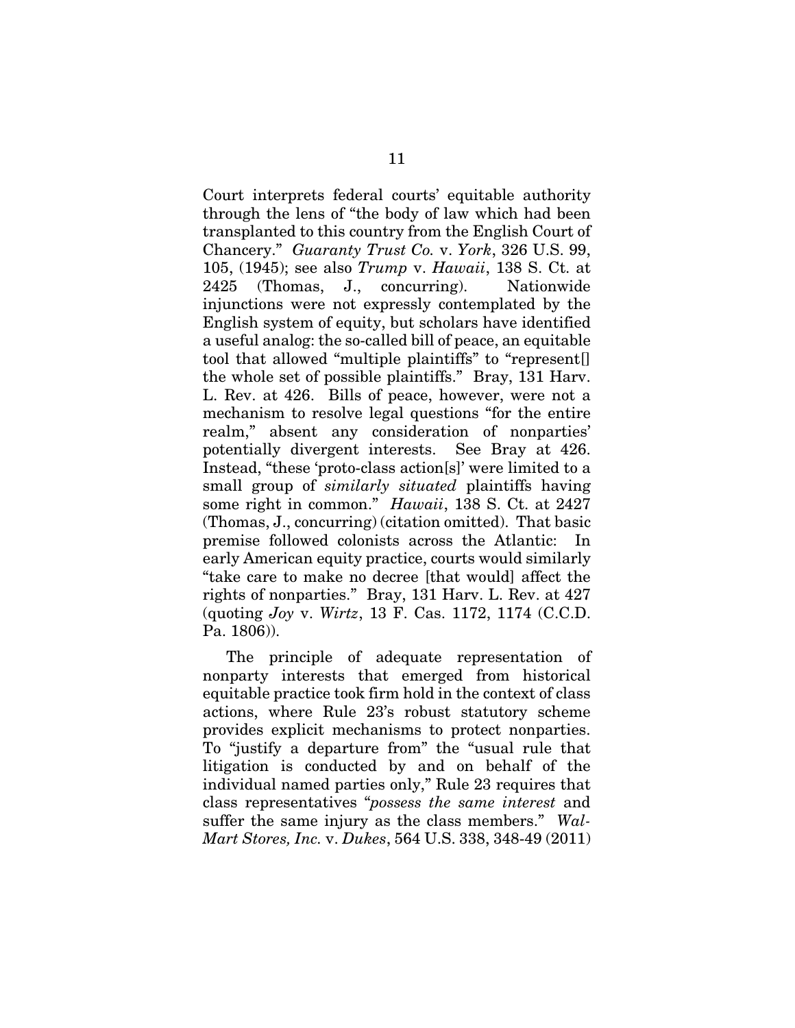Court interprets federal courts' equitable authority through the lens of "the body of law which had been transplanted to this country from the English Court of Chancery." *Guaranty Trust Co.* v. *York*, 326 U.S. 99, 105, (1945); see also *Trump* v. *Hawaii*, 138 S. Ct. at 2425 (Thomas, J., concurring). Nationwide injunctions were not expressly contemplated by the English system of equity, but scholars have identified a useful analog: the so-called bill of peace, an equitable tool that allowed "multiple plaintiffs" to "represent[] the whole set of possible plaintiffs." Bray, 131 Harv. L. Rev. at 426. Bills of peace, however, were not a mechanism to resolve legal questions "for the entire realm," absent any consideration of nonparties' potentially divergent interests. See Bray at 426. Instead, "these 'proto-class action[s]' were limited to a small group of *similarly situated* plaintiffs having some right in common." *Hawaii*, 138 S. Ct. at 2427 (Thomas, J., concurring) (citation omitted). That basic premise followed colonists across the Atlantic: In early American equity practice, courts would similarly "take care to make no decree [that would] affect the rights of nonparties." Bray, 131 Harv. L. Rev. at 427 (quoting *Joy* v. *Wirtz*, 13 F. Cas. 1172, 1174 (C.C.D. Pa. 1806)).

The principle of adequate representation of nonparty interests that emerged from historical equitable practice took firm hold in the context of class actions, where Rule 23's robust statutory scheme provides explicit mechanisms to protect nonparties. To "justify a departure from" the "usual rule that litigation is conducted by and on behalf of the individual named parties only," Rule 23 requires that class representatives "*possess the same interest* and suffer the same injury as the class members." *Wal-Mart Stores, Inc.* v. *Dukes*, 564 U.S. 338, 348-49 (2011)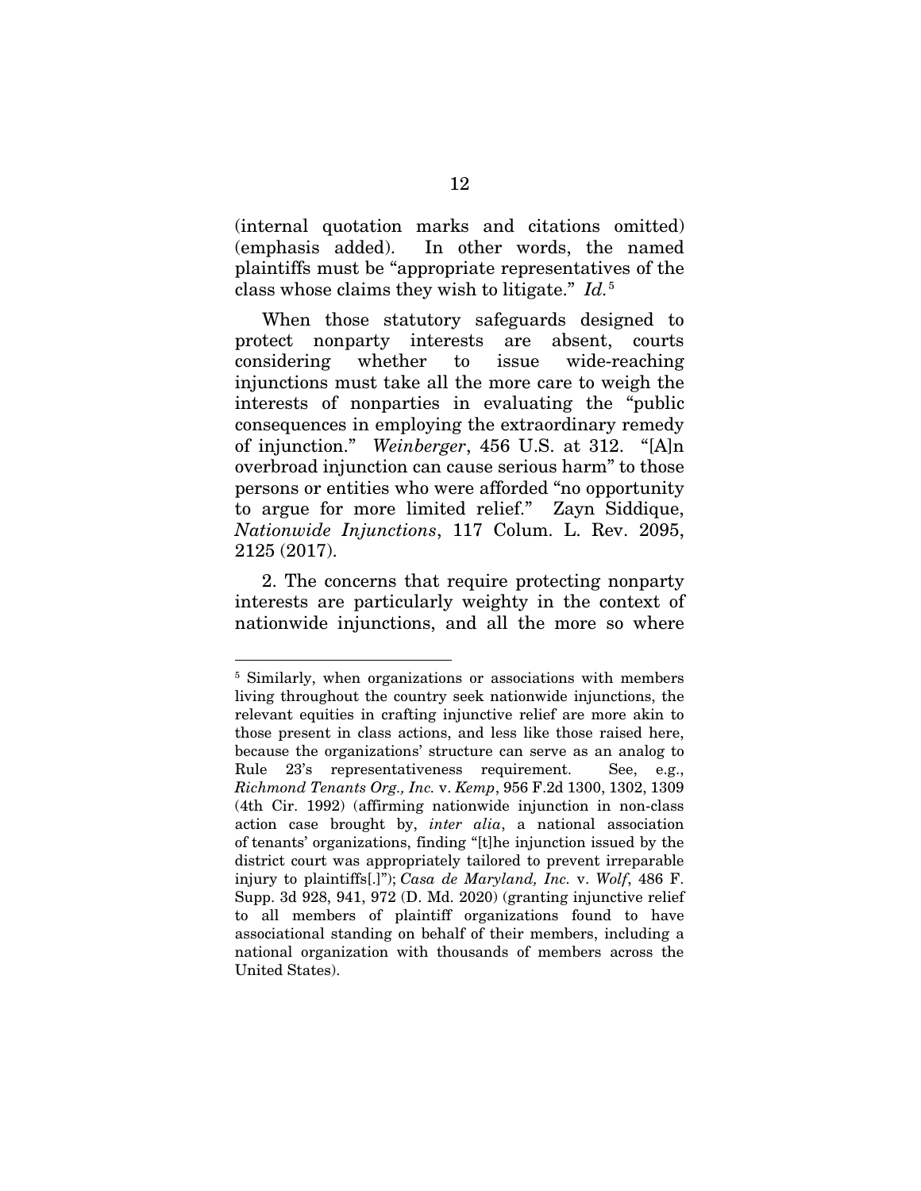(internal quotation marks and citations omitted) (emphasis added). In other words, the named plaintiffs must be "appropriate representatives of the class whose claims they wish to litigate." *Id.*[5]

When those statutory safeguards designed to protect nonparty interests are absent, courts considering whether to issue wide-reaching injunctions must take all the more care to weigh the interests of nonparties in evaluating the "public consequences in employing the extraordinary remedy of injunction." *Weinberger*, 456 U.S. at 312. "[A]n overbroad injunction can cause serious harm" to those persons or entities who were afforded "no opportunity to argue for more limited relief." Zayn Siddique, *Nationwide Injunctions*, 117 Colum. L. Rev. 2095, 2125 (2017).

2. The concerns that require protecting nonparty interests are particularly weighty in the context of nationwide injunctions, and all the more so where

---

[5] Similarly, when organizations or associations with members living throughout the country seek nationwide injunctions, the relevant equities in crafting injunctive relief are more akin to those present in class actions, and less like those raised here, because the organizations' structure can serve as an analog to Rule 23's representativeness requirement. See, e.g., *Richmond Tenants Org., Inc.* v. *Kemp*, 956 F.2d 1300, 1302, 1309 (4th Cir. 1992) (affirming nationwide injunction in non-class action case brought by, *inter alia*, a national association of tenants' organizations, finding "[t]he injunction issued by the district court was appropriately tailored to prevent irreparable injury to plaintiffs[.]"); *Casa de Maryland, Inc.* v. *Wolf*, 486 F. Supp. 3d 928, 941, 972 (D. Md. 2020) (granting injunctive relief to all members of plaintiff organizations found to have associational standing on behalf of their members, including a national organization with thousands of members across the United States).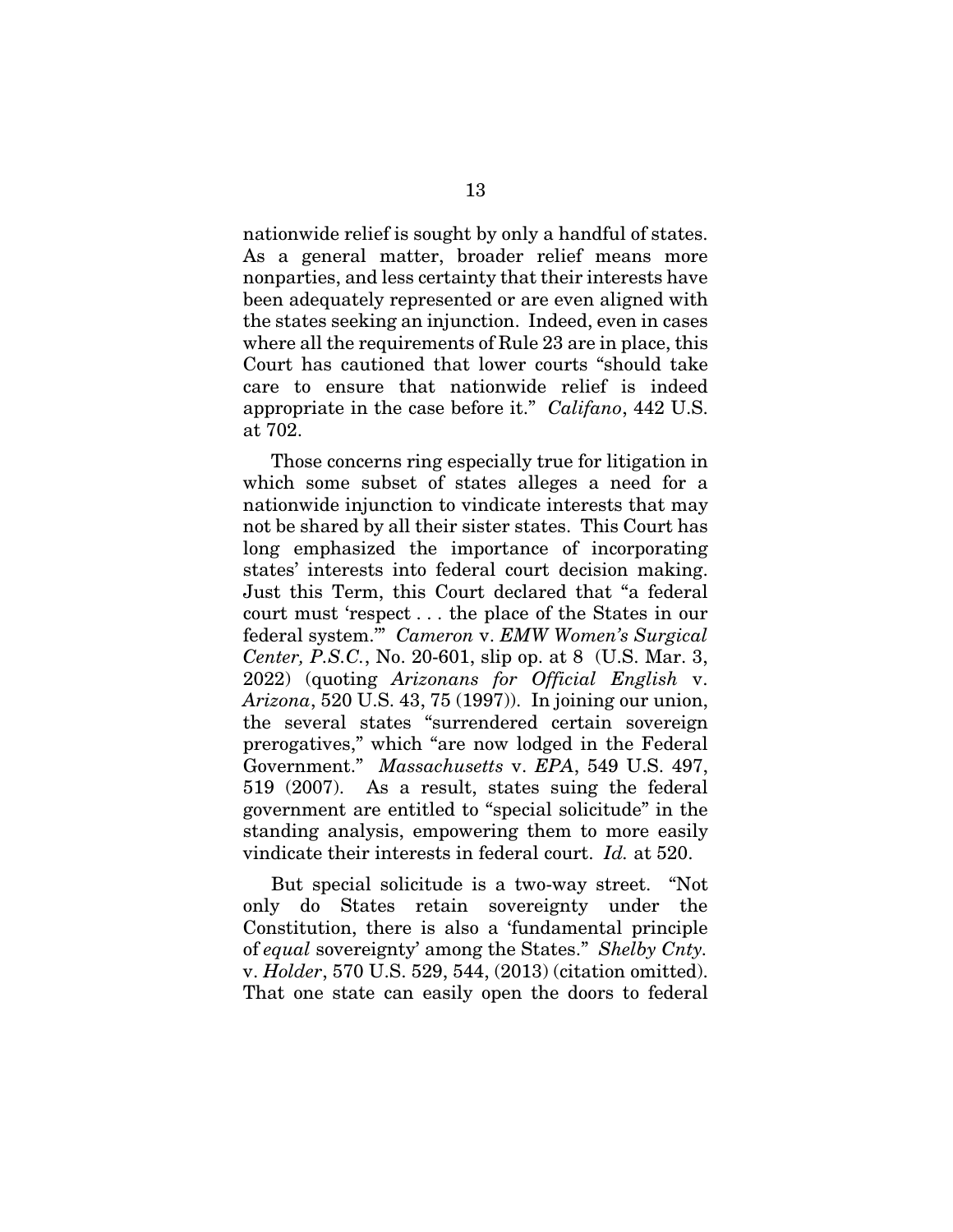nationwide relief is sought by only a handful of states. As a general matter, broader relief means more nonparties, and less certainty that their interests have been adequately represented or are even aligned with the states seeking an injunction. Indeed, even in cases where all the requirements of Rule 23 are in place, this Court has cautioned that lower courts "should take care to ensure that nationwide relief is indeed appropriate in the case before it." *Califano*, 442 U.S. at 702.

Those concerns ring especially true for litigation in which some subset of states alleges a need for a nationwide injunction to vindicate interests that may not be shared by all their sister states. This Court has long emphasized the importance of incorporating states' interests into federal court decision making. Just this Term, this Court declared that "a federal court must 'respect . . . the place of the States in our federal system.'" *Cameron* v. *EMW Women's Surgical Center, P.S.C.*, No. 20-601, slip op. at 8 (U.S. Mar. 3, 2022) (quoting *Arizonans for Official English* v. *Arizona*, 520 U.S. 43, 75 (1997)). In joining our union, the several states "surrendered certain sovereign prerogatives," which "are now lodged in the Federal Government." *Massachusetts* v. *EPA*, 549 U.S. 497, 519 (2007). As a result, states suing the federal government are entitled to "special solicitude" in the standing analysis, empowering them to more easily vindicate their interests in federal court. *Id.* at 520.

But special solicitude is a two-way street. "Not only do States retain sovereignty under the Constitution, there is also a 'fundamental principle of *equal* sovereignty' among the States." *Shelby Cnty.* v. *Holder*, 570 U.S. 529, 544, (2013) (citation omitted). That one state can easily open the doors to federal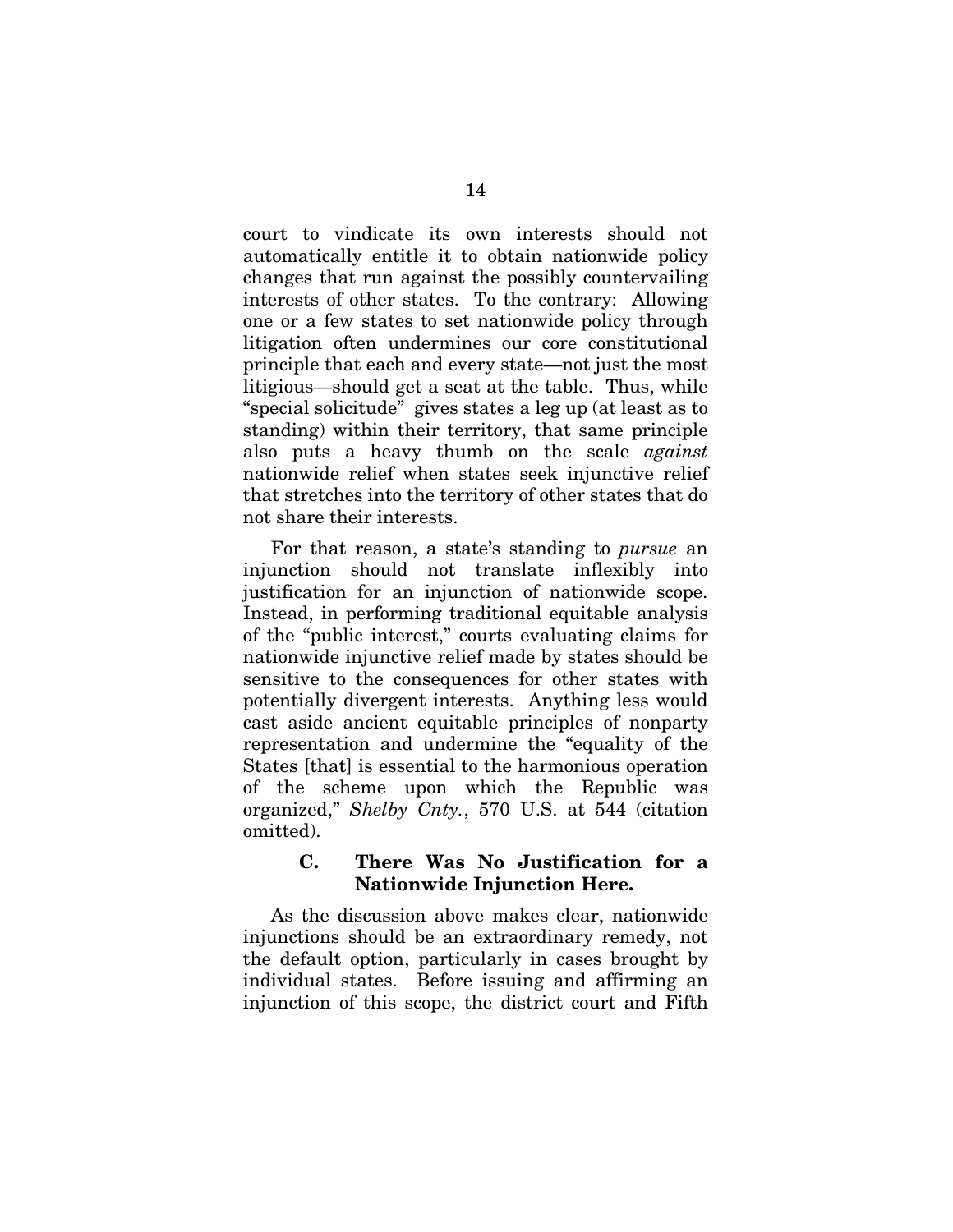court to vindicate its own interests should not automatically entitle it to obtain nationwide policy changes that run against the possibly countervailing interests of other states. To the contrary: Allowing one or a few states to set nationwide policy through litigation often undermines our core constitutional principle that each and every state—not just the most litigious—should get a seat at the table. Thus, while "special solicitude" gives states a leg up (at least as to standing) within their territory, that same principle also puts a heavy thumb on the scale *against* nationwide relief when states seek injunctive relief that stretches into the territory of other states that do not share their interests.

For that reason, a state's standing to *pursue* an injunction should not translate inflexibly into justification for an injunction of nationwide scope. Instead, in performing traditional equitable analysis of the "public interest," courts evaluating claims for nationwide injunctive relief made by states should be sensitive to the consequences for other states with potentially divergent interests. Anything less would cast aside ancient equitable principles of nonparty representation and undermine the "equality of the States [that] is essential to the harmonious operation of the scheme upon which the Republic was organized," *Shelby Cnty.*, 570 U.S. at 544 (citation omitted).

### C. There Was No Justification for a Nationwide Injunction Here.

As the discussion above makes clear, nationwide injunctions should be an extraordinary remedy, not the default option, particularly in cases brought by individual states. Before issuing and affirming an injunction of this scope, the district court and Fifth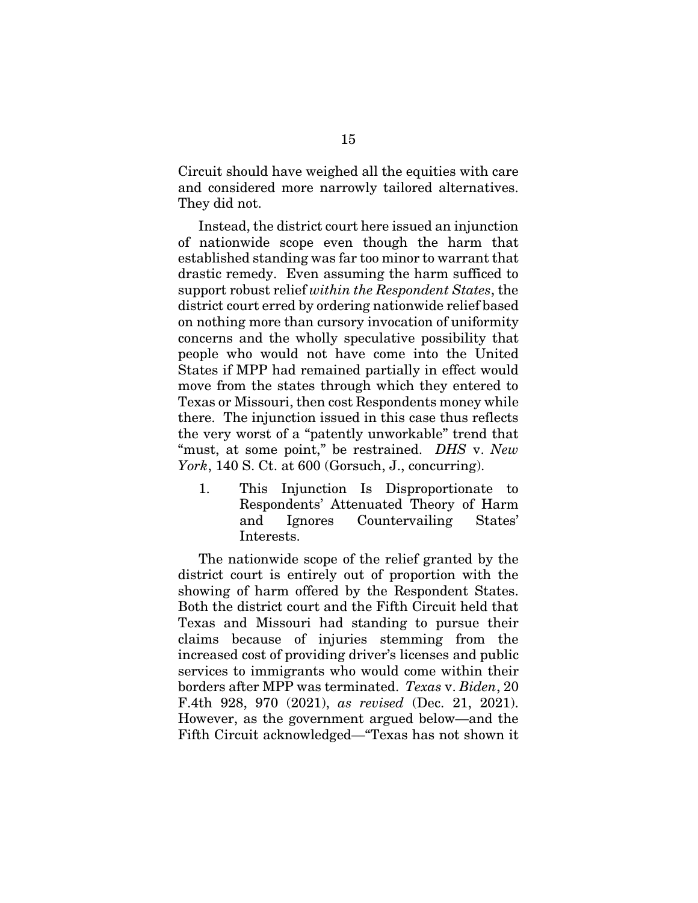Circuit should have weighed all the equities with care and considered more narrowly tailored alternatives. They did not.

Instead, the district court here issued an injunction of nationwide scope even though the harm that established standing was far too minor to warrant that drastic remedy. Even assuming the harm sufficed to support robust relief *within the Respondent States*, the district court erred by ordering nationwide relief based on nothing more than cursory invocation of uniformity concerns and the wholly speculative possibility that people who would not have come into the United States if MPP had remained partially in effect would move from the states through which they entered to Texas or Missouri, then cost Respondents money while there. The injunction issued in this case thus reflects the very worst of a "patently unworkable" trend that "must, at some point," be restrained. *DHS* v. *New York*, 140 S. Ct. at 600 (Gorsuch, J., concurring).

1. This Injunction Is Disproportionate to Respondents' Attenuated Theory of Harm and Ignores Countervailing States' Interests.

The nationwide scope of the relief granted by the district court is entirely out of proportion with the showing of harm offered by the Respondent States. Both the district court and the Fifth Circuit held that Texas and Missouri had standing to pursue their claims because of injuries stemming from the increased cost of providing driver's licenses and public services to immigrants who would come within their borders after MPP was terminated. *Texas* v. *Biden*, 20 F.4th 928, 970 (2021), *as revised* (Dec. 21, 2021). However, as the government argued below—and the Fifth Circuit acknowledged—"Texas has not shown it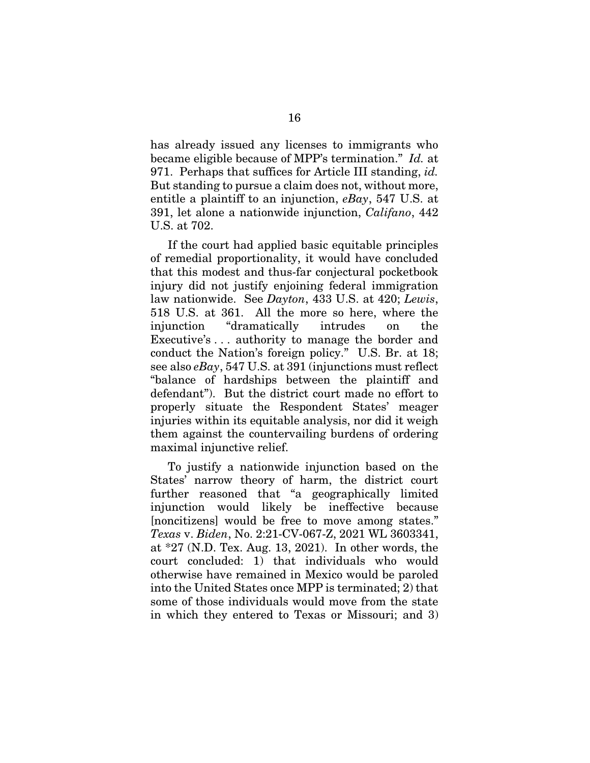has already issued any licenses to immigrants who became eligible because of MPP's termination." *Id.* at 971. Perhaps that suffices for Article III standing, *id.* But standing to pursue a claim does not, without more, entitle a plaintiff to an injunction, *eBay*, 547 U.S. at 391, let alone a nationwide injunction, *Califano*, 442 U.S. at 702.

If the court had applied basic equitable principles of remedial proportionality, it would have concluded that this modest and thus-far conjectural pocketbook injury did not justify enjoining federal immigration law nationwide. See *Dayton*, 433 U.S. at 420; *Lewis*, 518 U.S. at 361. All the more so here, where the injunction "dramatically intrudes on the Executive's . . . authority to manage the border and conduct the Nation's foreign policy." U.S. Br. at 18; see also *eBay*, 547 U.S. at 391 (injunctions must reflect "balance of hardships between the plaintiff and defendant"). But the district court made no effort to properly situate the Respondent States' meager injuries within its equitable analysis, nor did it weigh them against the countervailing burdens of ordering maximal injunctive relief.

To justify a nationwide injunction based on the States' narrow theory of harm, the district court further reasoned that "a geographically limited injunction would likely be ineffective because [noncitizens] would be free to move among states." *Texas* v. *Biden*, No. 2:21-CV-067-Z, 2021 WL 3603341, at *27 (N.D. Tex. Aug. 13, 2021). In other words, the court concluded: 1) that individuals who would otherwise have remained in Mexico would be paroled into the United States once MPP is terminated; 2) that some of those individuals would move from the state in which they entered to Texas or Missouri; and 3)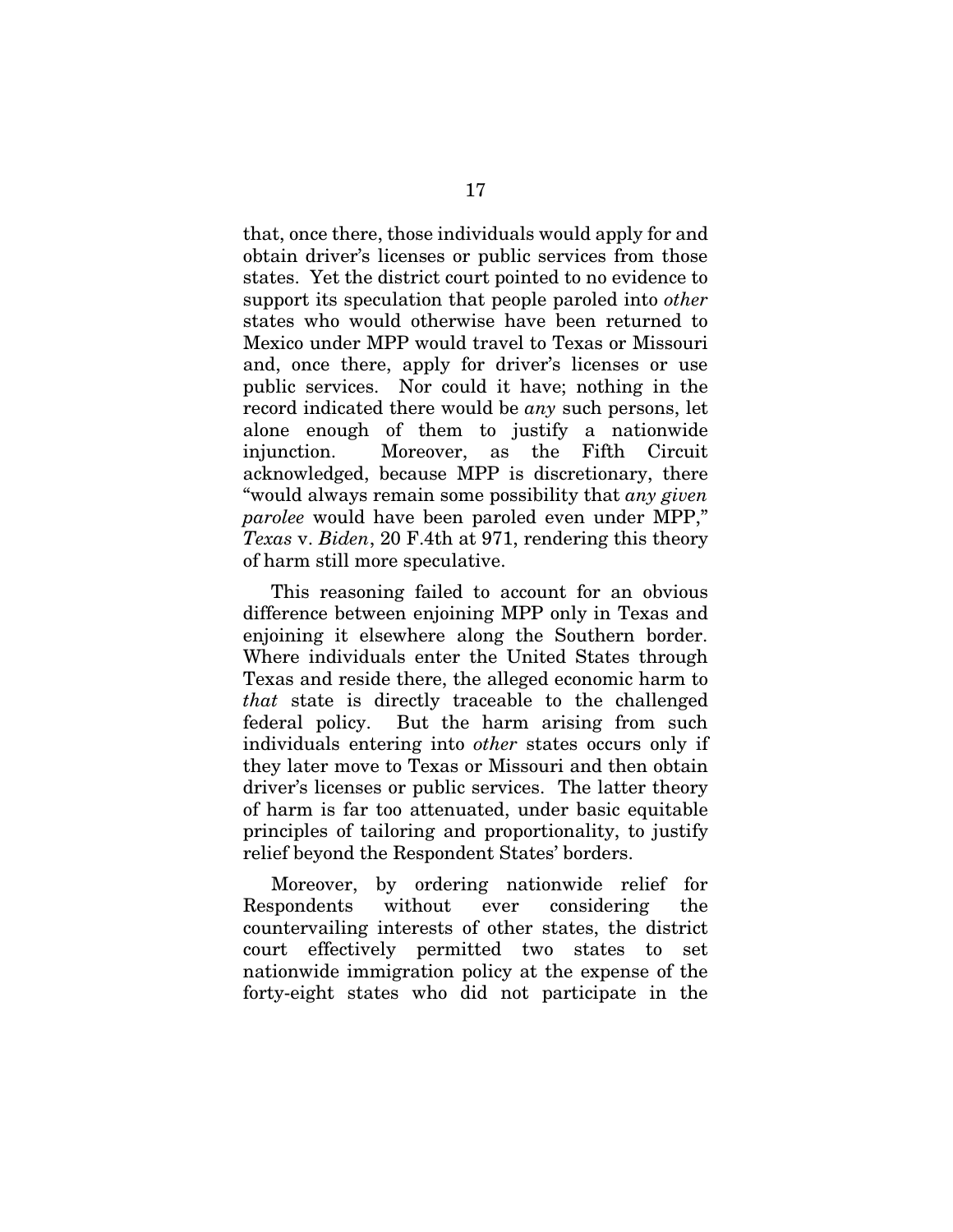that, once there, those individuals would apply for and obtain driver's licenses or public services from those states. Yet the district court pointed to no evidence to support its speculation that people paroled into *other* states who would otherwise have been returned to Mexico under MPP would travel to Texas or Missouri and, once there, apply for driver's licenses or use public services. Nor could it have; nothing in the record indicated there would be *any* such persons, let alone enough of them to justify a nationwide injunction. Moreover, as the Fifth Circuit acknowledged, because MPP is discretionary, there "would always remain some possibility that *any given parolee* would have been paroled even under MPP," *Texas* v. *Biden*, 20 F.4th at 971, rendering this theory of harm still more speculative.

This reasoning failed to account for an obvious difference between enjoining MPP only in Texas and enjoining it elsewhere along the Southern border. Where individuals enter the United States through Texas and reside there, the alleged economic harm to *that* state is directly traceable to the challenged federal policy. But the harm arising from such individuals entering into *other* states occurs only if they later move to Texas or Missouri and then obtain driver's licenses or public services. The latter theory of harm is far too attenuated, under basic equitable principles of tailoring and proportionality, to justify relief beyond the Respondent States' borders.

Moreover, by ordering nationwide relief for Respondents without ever considering the countervailing interests of other states, the district court effectively permitted two states to set nationwide immigration policy at the expense of the forty-eight states who did not participate in the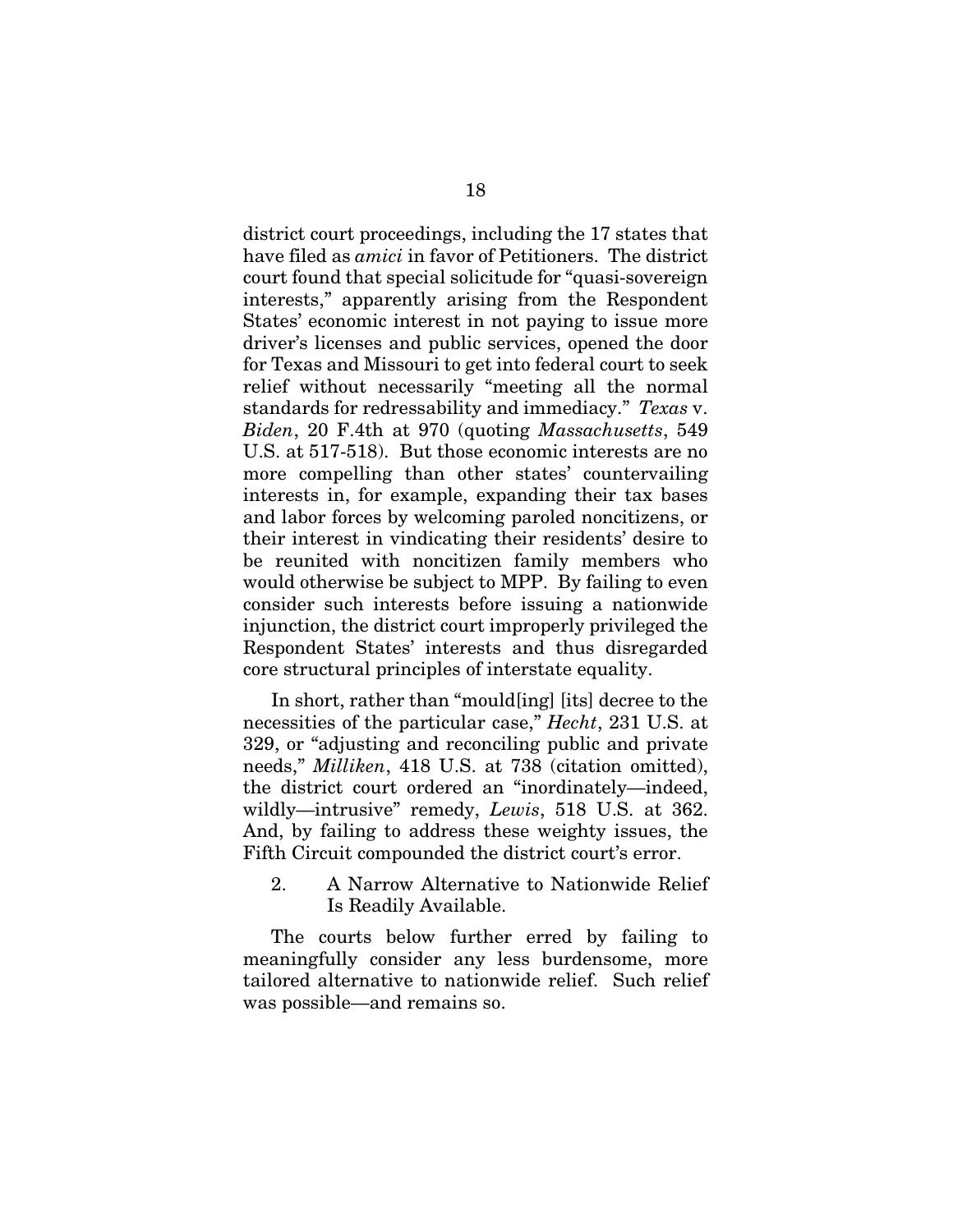district court proceedings, including the 17 states that have filed as *amici* in favor of Petitioners. The district court found that special solicitude for "quasi-sovereign interests," apparently arising from the Respondent States' economic interest in not paying to issue more driver's licenses and public services, opened the door for Texas and Missouri to get into federal court to seek relief without necessarily "meeting all the normal standards for redressability and immediacy." *Texas* v. *Biden*, 20 F.4th at 970 (quoting *Massachusetts*, 549 U.S. at 517-518). But those economic interests are no more compelling than other states' countervailing interests in, for example, expanding their tax bases and labor forces by welcoming paroled noncitizens, or their interest in vindicating their residents' desire to be reunited with noncitizen family members who would otherwise be subject to MPP. By failing to even consider such interests before issuing a nationwide injunction, the district court improperly privileged the Respondent States' interests and thus disregarded core structural principles of interstate equality.

In short, rather than "mould[ing] [its] decree to the necessities of the particular case," *Hecht*, 231 U.S. at 329, or "adjusting and reconciling public and private needs," *Milliken*, 418 U.S. at 738 (citation omitted), the district court ordered an "inordinately—indeed, wildly—intrusive" remedy, *Lewis*, 518 U.S. at 362. And, by failing to address these weighty issues, the Fifth Circuit compounded the district court's error.

2. A Narrow Alternative to Nationwide Relief Is Readily Available.

The courts below further erred by failing to meaningfully consider any less burdensome, more tailored alternative to nationwide relief. Such relief was possible—and remains so.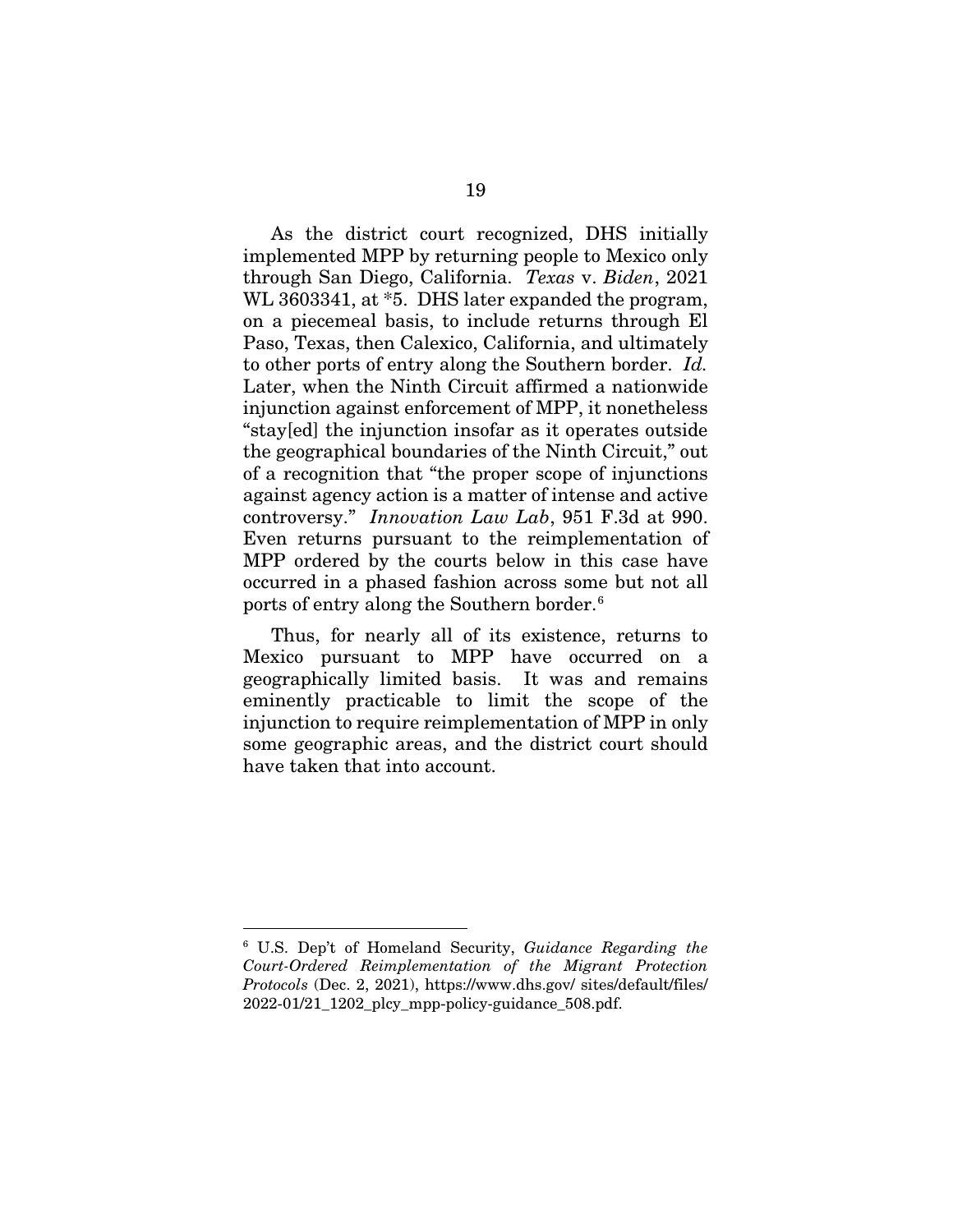As the district court recognized, DHS initially implemented MPP by returning people to Mexico only through San Diego, California. *Texas* v. *Biden*, 2021 WL 3603341, at *5. DHS later expanded the program, on a piecemeal basis, to include returns through El Paso, Texas, then Calexico, California, and ultimately to other ports of entry along the Southern border. *Id.* Later, when the Ninth Circuit affirmed a nationwide injunction against enforcement of MPP, it nonetheless "stay[ed] the injunction insofar as it operates outside the geographical boundaries of the Ninth Circuit," out of a recognition that "the proper scope of injunctions against agency action is a matter of intense and active controversy." *Innovation Law Lab*, 951 F.3d at 990. Even returns pursuant to the reimplementation of MPP ordered by the courts below in this case have occurred in a phased fashion across some but not all ports of entry along the Southern border.[6]

Thus, for nearly all of its existence, returns to Mexico pursuant to MPP have occurred on a geographically limited basis. It was and remains eminently practicable to limit the scope of the injunction to require reimplementation of MPP in only some geographic areas, and the district court should have taken that into account.

[6] U.S. Dep't of Homeland Security, *Guidance Regarding the Court-Ordered Reimplementation of the Migrant Protection Protocols* (Dec. 2, 2021), https://www.dhs.gov/ sites/default/files/ 2022-01/21_1202_plcy_mpp-policy-guidance_508.pdf.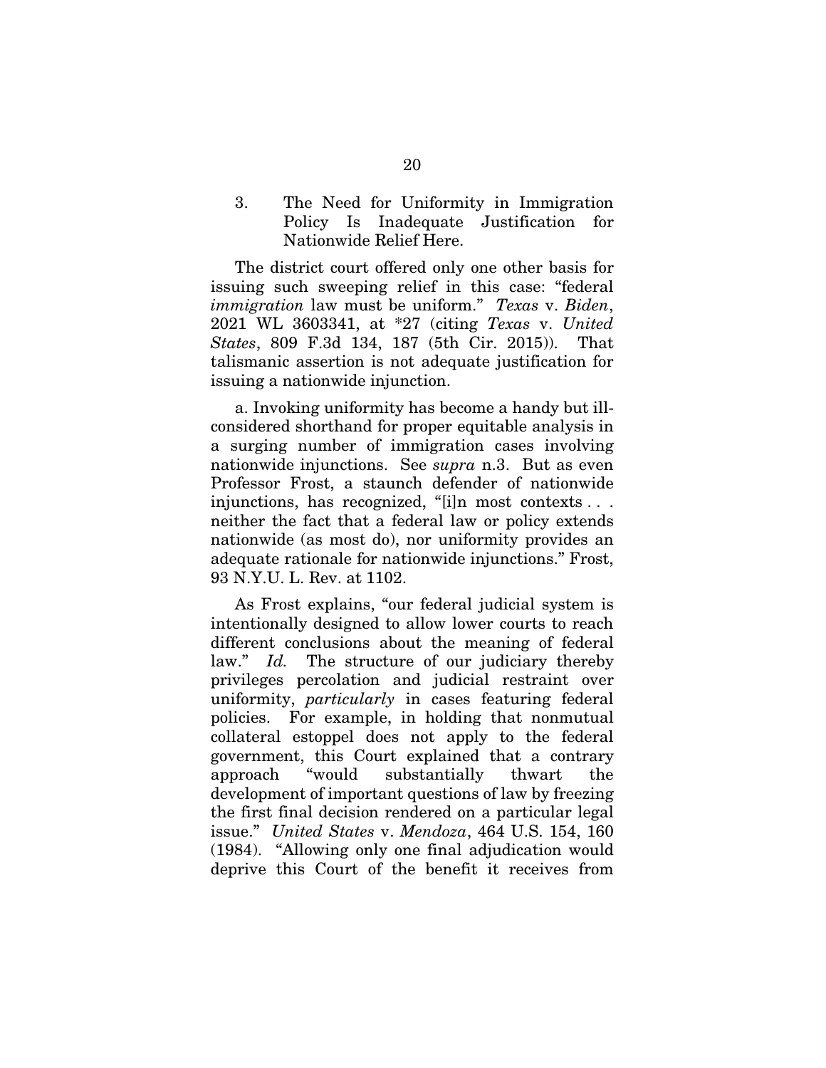### 3. The Need for Uniformity in Immigration Policy Is Inadequate Justification for Nationwide Relief Here.

The district court offered only one other basis for issuing such sweeping relief in this case: "federal *immigration* law must be uniform." *Texas* v. *Biden*, 2021 WL 3603341, at *27 (citing *Texas* v. *United States*, 809 F.3d 134, 187 (5th Cir. 2015)). That talismanic assertion is not adequate justification for issuing a nationwide injunction.

a. Invoking uniformity has become a handy but ill-considered shorthand for proper equitable analysis in a surging number of immigration cases involving nationwide injunctions. See *supra* n.3. But as even Professor Frost, a staunch defender of nationwide injunctions, has recognized, "[i]n most contexts . . . neither the fact that a federal law or policy extends nationwide (as most do), nor uniformity provides an adequate rationale for nationwide injunctions." Frost, 93 N.Y.U. L. Rev. at 1102.

As Frost explains, "our federal judicial system is intentionally designed to allow lower courts to reach different conclusions about the meaning of federal law." *Id.* The structure of our judiciary thereby privileges percolation and judicial restraint over uniformity, *particularly* in cases featuring federal policies. For example, in holding that nonmutual collateral estoppel does not apply to the federal government, this Court explained that a contrary approach "would substantially thwart the development of important questions of law by freezing the first final decision rendered on a particular legal issue." *United States* v. *Mendoza*, 464 U.S. 154, 160 (1984). "Allowing only one final adjudication would deprive this Court of the benefit it receives from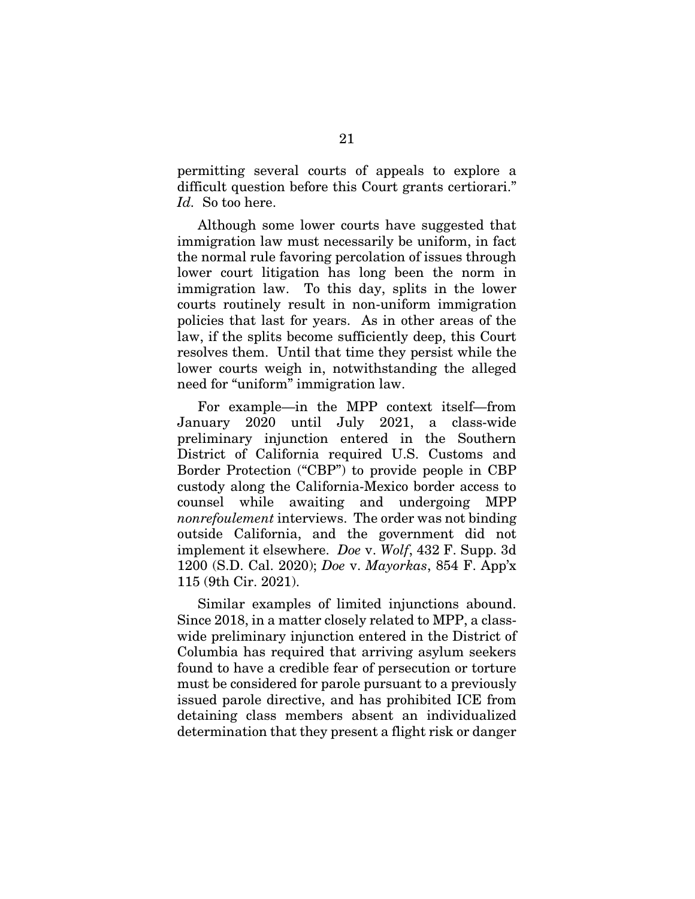permitting several courts of appeals to explore a difficult question before this Court grants certiorari." *Id.* So too here.

Although some lower courts have suggested that immigration law must necessarily be uniform, in fact the normal rule favoring percolation of issues through lower court litigation has long been the norm in immigration law. To this day, splits in the lower courts routinely result in non-uniform immigration policies that last for years. As in other areas of the law, if the splits become sufficiently deep, this Court resolves them. Until that time they persist while the lower courts weigh in, notwithstanding the alleged need for "uniform" immigration law.

For example—in the MPP context itself—from January 2020 until July 2021, a class-wide preliminary injunction entered in the Southern District of California required U.S. Customs and Border Protection ("CBP") to provide people in CBP custody along the California-Mexico border access to counsel while awaiting and undergoing MPP *nonrefoulement* interviews. The order was not binding outside California, and the government did not implement it elsewhere. *Doe* v. *Wolf*, 432 F. Supp. 3d 1200 (S.D. Cal. 2020); *Doe* v. *Mayorkas*, 854 F. App'x 115 (9th Cir. 2021).

Similar examples of limited injunctions abound. Since 2018, in a matter closely related to MPP, a class-wide preliminary injunction entered in the District of Columbia has required that arriving asylum seekers found to have a credible fear of persecution or torture must be considered for parole pursuant to a previously issued parole directive, and has prohibited ICE from detaining class members absent an individualized determination that they present a flight risk or danger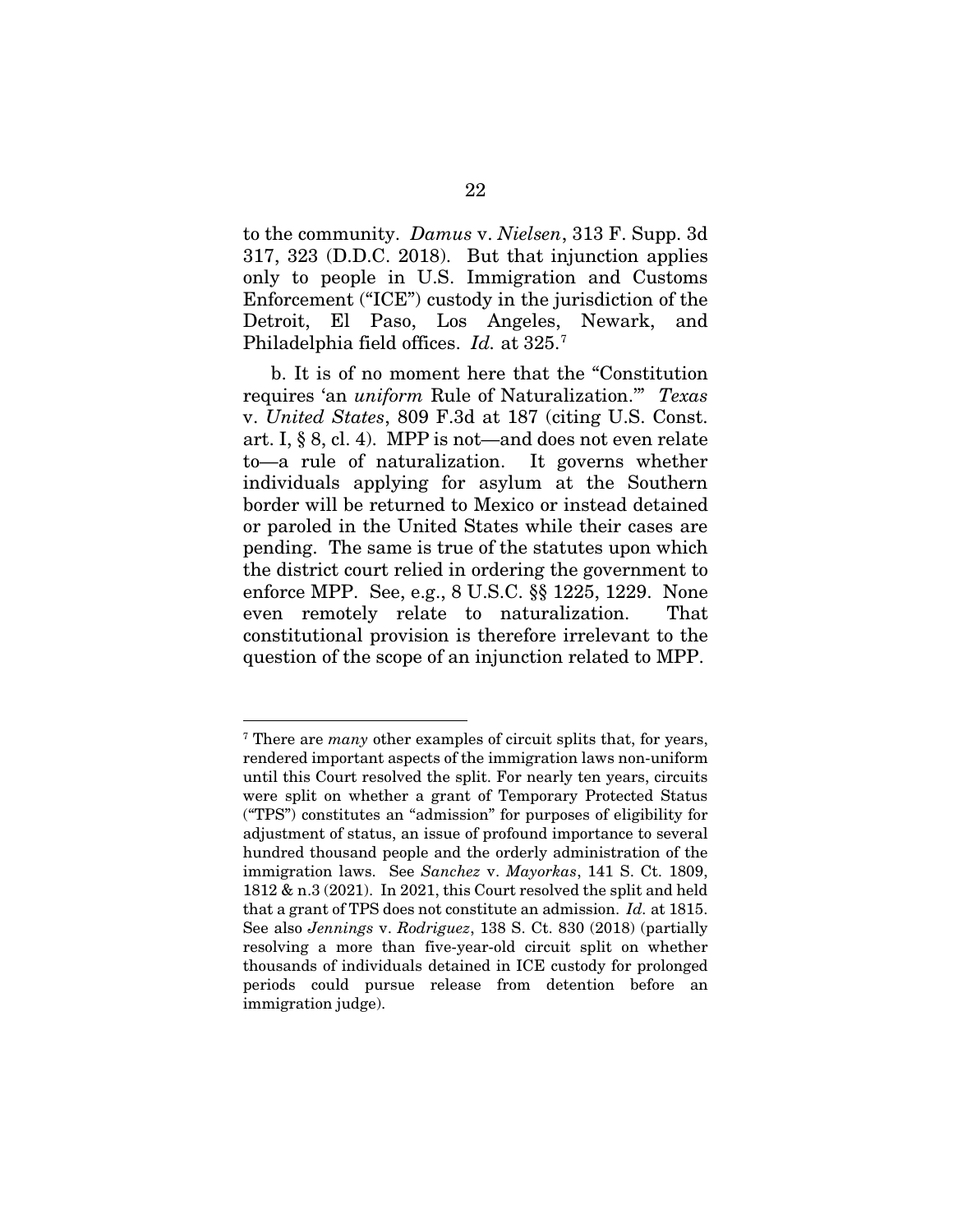to the community. *Damus* v. *Nielsen*, 313 F. Supp. 3d 317, 323 (D.D.C. 2018). But that injunction applies only to people in U.S. Immigration and Customs Enforcement ("ICE") custody in the jurisdiction of the Detroit, El Paso, Los Angeles, Newark, and Philadelphia field offices. *Id.* at 325.[7]

b. It is of no moment here that the "Constitution requires 'an *uniform* Rule of Naturalization.'" *Texas* v. *United States*, 809 F.3d at 187 (citing U.S. Const. art. I, § 8, cl. 4). MPP is not—and does not even relate to—a rule of naturalization. It governs whether individuals applying for asylum at the Southern border will be returned to Mexico or instead detained or paroled in the United States while their cases are pending. The same is true of the statutes upon which the district court relied in ordering the government to enforce MPP. See, e.g., 8 U.S.C. §§ 1225, 1229. None even remotely relate to naturalization. That constitutional provision is therefore irrelevant to the question of the scope of an injunction related to MPP.

---

[7] There are *many* other examples of circuit splits that, for years, rendered important aspects of the immigration laws non-uniform until this Court resolved the split. For nearly ten years, circuits were split on whether a grant of Temporary Protected Status ("TPS") constitutes an "admission" for purposes of eligibility for adjustment of status, an issue of profound importance to several hundred thousand people and the orderly administration of the immigration laws. See *Sanchez* v. *Mayorkas*, 141 S. Ct. 1809, 1812 & n.3 (2021). In 2021, this Court resolved the split and held that a grant of TPS does not constitute an admission. *Id.* at 1815. See also *Jennings* v. *Rodriguez*, 138 S. Ct. 830 (2018) (partially resolving a more than five-year-old circuit split on whether thousands of individuals detained in ICE custody for prolonged periods could pursue release from detention before an immigration judge).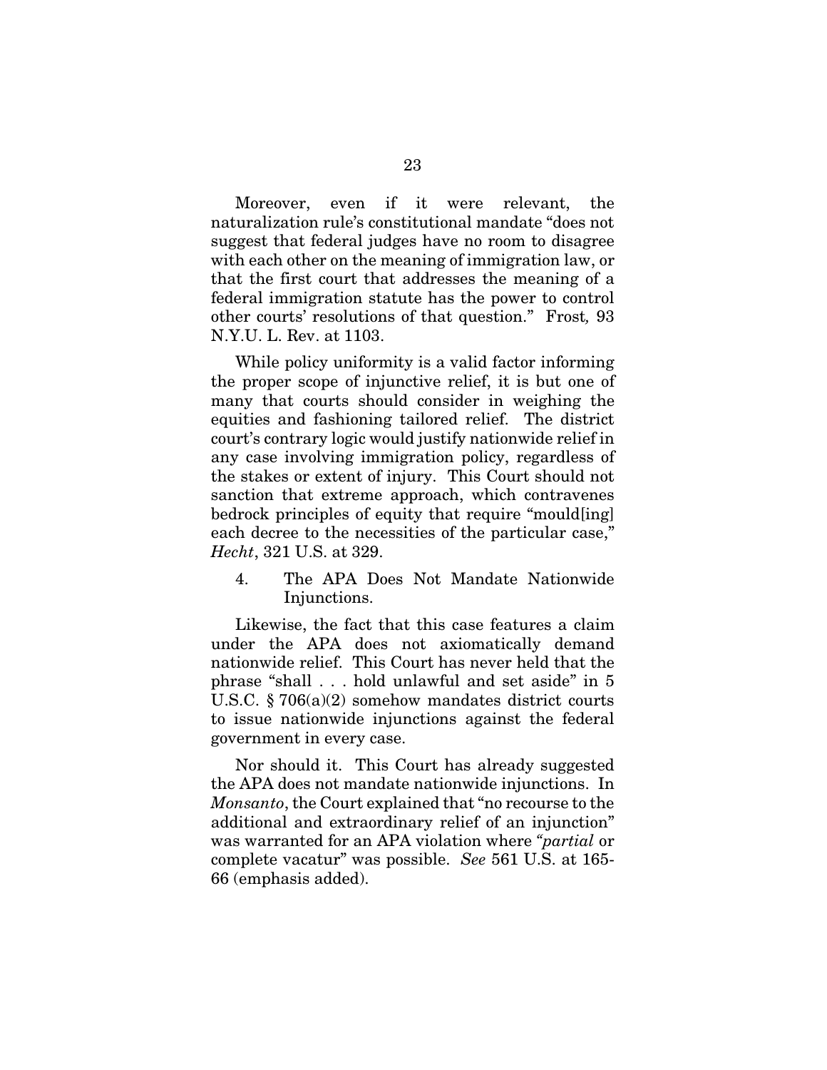Moreover, even if it were relevant, the naturalization rule's constitutional mandate "does not suggest that federal judges have no room to disagree with each other on the meaning of immigration law, or that the first court that addresses the meaning of a federal immigration statute has the power to control other courts' resolutions of that question." Frost*,* 93 N.Y.U. L. Rev. at 1103.

While policy uniformity is a valid factor informing the proper scope of injunctive relief, it is but one of many that courts should consider in weighing the equities and fashioning tailored relief. The district court's contrary logic would justify nationwide relief in any case involving immigration policy, regardless of the stakes or extent of injury. This Court should not sanction that extreme approach, which contravenes bedrock principles of equity that require "mould[ing] each decree to the necessities of the particular case," *Hecht*, 321 U.S. at 329.

4. The APA Does Not Mandate Nationwide Injunctions.

Likewise, the fact that this case features a claim under the APA does not axiomatically demand nationwide relief. This Court has never held that the phrase "shall . . . hold unlawful and set aside" in 5 U.S.C. § 706(a)(2) somehow mandates district courts to issue nationwide injunctions against the federal government in every case.

Nor should it. This Court has already suggested the APA does not mandate nationwide injunctions. In *Monsanto*, the Court explained that "no recourse to the additional and extraordinary relief of an injunction" was warranted for an APA violation where "*partial* or complete vacatur" was possible. *See* 561 U.S. at 165-66 (emphasis added).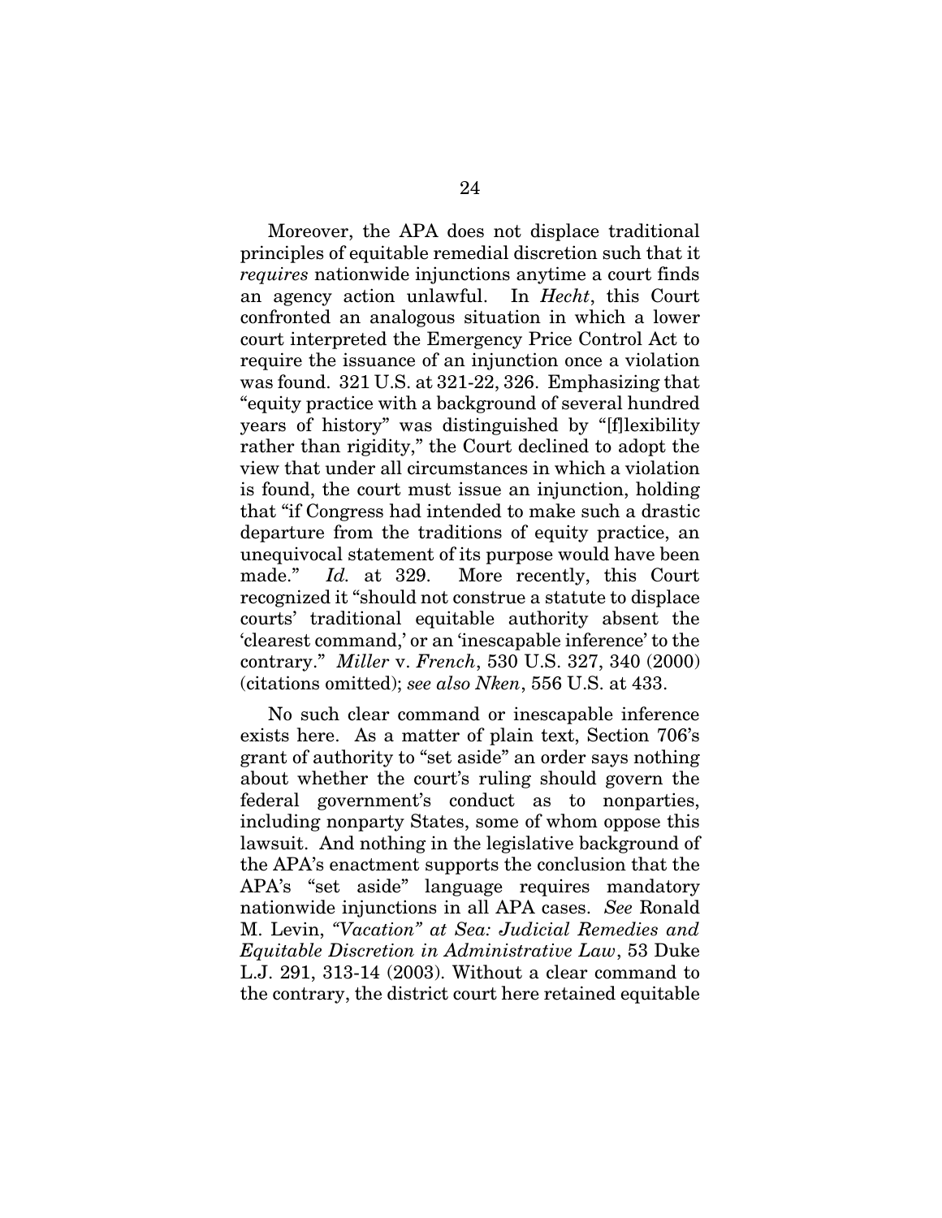Moreover, the APA does not displace traditional principles of equitable remedial discretion such that it *requires* nationwide injunctions anytime a court finds an agency action unlawful. In *Hecht*, this Court confronted an analogous situation in which a lower court interpreted the Emergency Price Control Act to require the issuance of an injunction once a violation was found. 321 U.S. at 321-22, 326. Emphasizing that "equity practice with a background of several hundred years of history" was distinguished by "[f]lexibility rather than rigidity," the Court declined to adopt the view that under all circumstances in which a violation is found, the court must issue an injunction, holding that "if Congress had intended to make such a drastic departure from the traditions of equity practice, an unequivocal statement of its purpose would have been made." *Id.* at 329. More recently, this Court recognized it "should not construe a statute to displace courts' traditional equitable authority absent the 'clearest command,' or an 'inescapable inference' to the contrary." *Miller* v. *French*, 530 U.S. 327, 340 (2000) (citations omitted); *see also Nken*, 556 U.S. at 433.

No such clear command or inescapable inference exists here. As a matter of plain text, Section 706's grant of authority to "set aside" an order says nothing about whether the court's ruling should govern the federal government's conduct as to nonparties, including nonparty States, some of whom oppose this lawsuit. And nothing in the legislative background of the APA's enactment supports the conclusion that the APA's "set aside" language requires mandatory nationwide injunctions in all APA cases. *See* Ronald M. Levin, *"Vacation" at Sea: Judicial Remedies and Equitable Discretion in Administrative Law*, 53 Duke L.J. 291, 313-14 (2003). Without a clear command to the contrary, the district court here retained equitable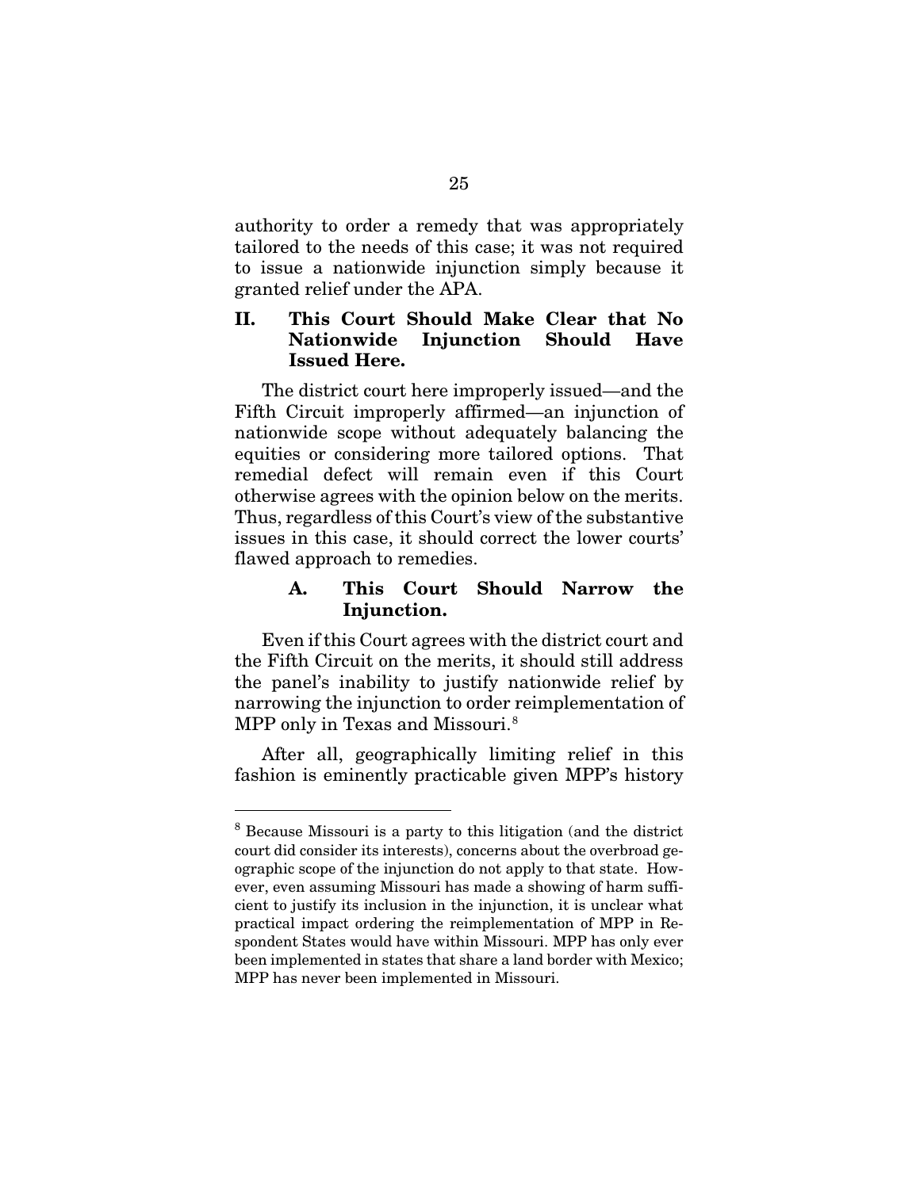authority to order a remedy that was appropriately tailored to the needs of this case; it was not required to issue a nationwide injunction simply because it granted relief under the APA.

## II. This Court Should Make Clear that No Nationwide Injunction Should Have Issued Here.

The district court here improperly issued—and the Fifth Circuit improperly affirmed—an injunction of nationwide scope without adequately balancing the equities or considering more tailored options. That remedial defect will remain even if this Court otherwise agrees with the opinion below on the merits. Thus, regardless of this Court's view of the substantive issues in this case, it should correct the lower courts' flawed approach to remedies.

### A. This Court Should Narrow the Injunction.

Even if this Court agrees with the district court and the Fifth Circuit on the merits, it should still address the panel's inability to justify nationwide relief by narrowing the injunction to order reimplementation of MPP only in Texas and Missouri.[8]

After all, geographically limiting relief in this fashion is eminently practicable given MPP's history

---

[8] Because Missouri is a party to this litigation (and the district court did consider its interests), concerns about the overbroad geographic scope of the injunction do not apply to that state. However, even assuming Missouri has made a showing of harm sufficient to justify its inclusion in the injunction, it is unclear what practical impact ordering the reimplementation of MPP in Respondent States would have within Missouri. MPP has only ever been implemented in states that share a land border with Mexico; MPP has never been implemented in Missouri.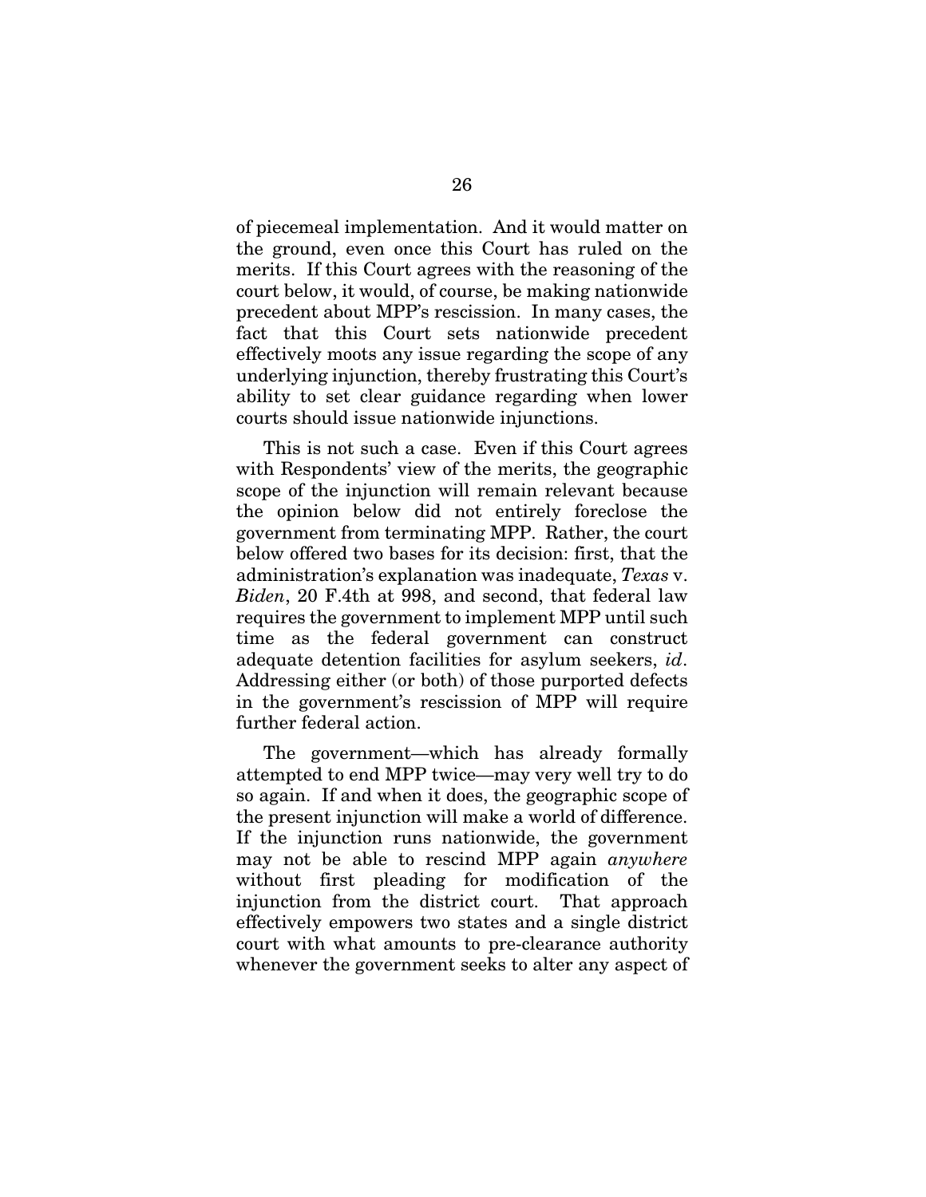of piecemeal implementation. And it would matter on the ground, even once this Court has ruled on the merits. If this Court agrees with the reasoning of the court below, it would, of course, be making nationwide precedent about MPP's rescission. In many cases, the fact that this Court sets nationwide precedent effectively moots any issue regarding the scope of any underlying injunction, thereby frustrating this Court's ability to set clear guidance regarding when lower courts should issue nationwide injunctions.

This is not such a case. Even if this Court agrees with Respondents' view of the merits, the geographic scope of the injunction will remain relevant because the opinion below did not entirely foreclose the government from terminating MPP. Rather, the court below offered two bases for its decision: first, that the administration's explanation was inadequate, *Texas* v. *Biden*, 20 F.4th at 998, and second, that federal law requires the government to implement MPP until such time as the federal government can construct adequate detention facilities for asylum seekers, *id*. Addressing either (or both) of those purported defects in the government's rescission of MPP will require further federal action.

The government—which has already formally attempted to end MPP twice—may very well try to do so again. If and when it does, the geographic scope of the present injunction will make a world of difference. If the injunction runs nationwide, the government may not be able to rescind MPP again *anywhere* without first pleading for modification of the injunction from the district court. That approach effectively empowers two states and a single district court with what amounts to pre-clearance authority whenever the government seeks to alter any aspect of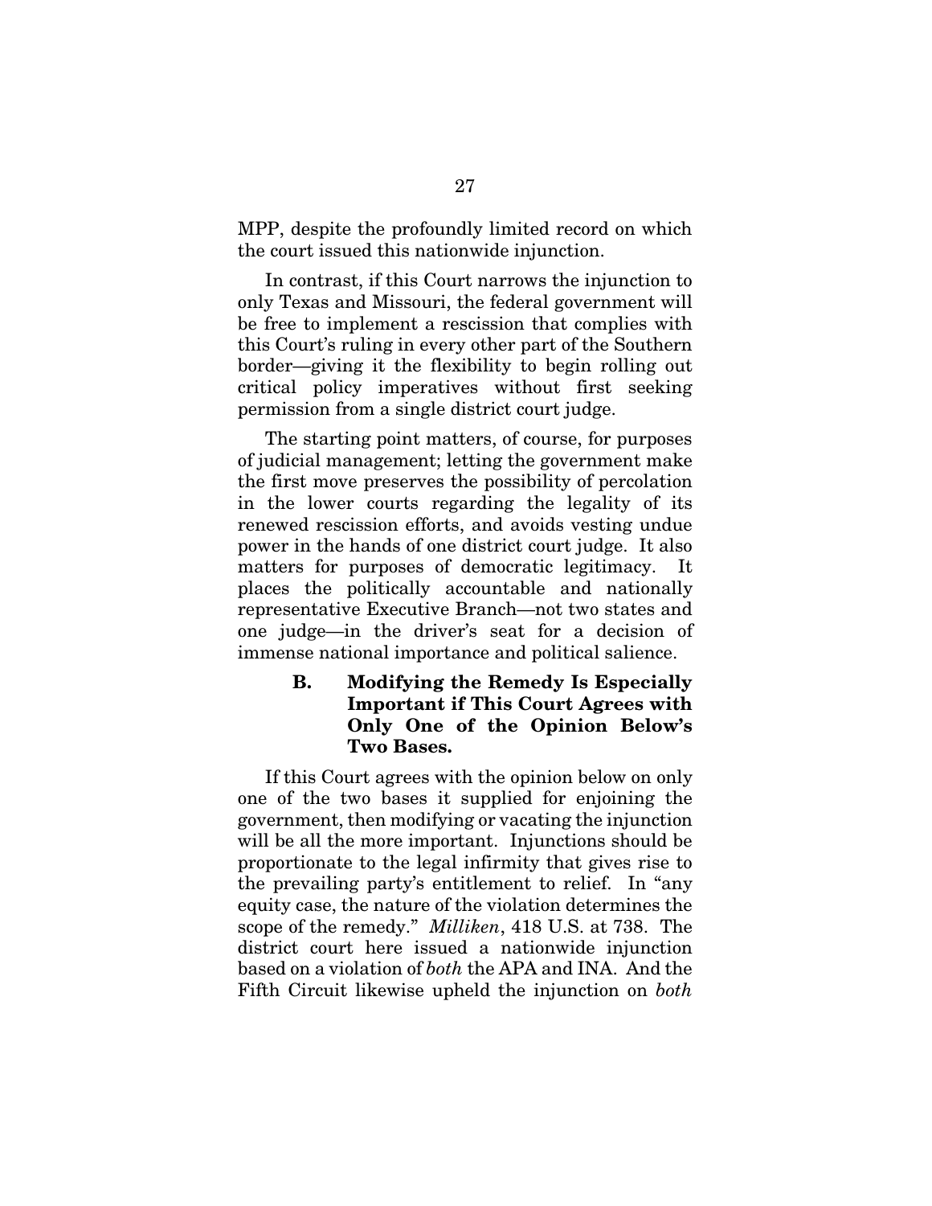MPP, despite the profoundly limited record on which the court issued this nationwide injunction.

In contrast, if this Court narrows the injunction to only Texas and Missouri, the federal government will be free to implement a rescission that complies with this Court's ruling in every other part of the Southern border—giving it the flexibility to begin rolling out critical policy imperatives without first seeking permission from a single district court judge.

The starting point matters, of course, for purposes of judicial management; letting the government make the first move preserves the possibility of percolation in the lower courts regarding the legality of its renewed rescission efforts, and avoids vesting undue power in the hands of one district court judge. It also matters for purposes of democratic legitimacy. It places the politically accountable and nationally representative Executive Branch—not two states and one judge—in the driver's seat for a decision of immense national importance and political salience.

### B. Modifying the Remedy Is Especially Important if This Court Agrees with Only One of the Opinion Below's Two Bases.

If this Court agrees with the opinion below on only one of the two bases it supplied for enjoining the government, then modifying or vacating the injunction will be all the more important. Injunctions should be proportionate to the legal infirmity that gives rise to the prevailing party's entitlement to relief. In "any equity case, the nature of the violation determines the scope of the remedy." *Milliken*, 418 U.S. at 738. The district court here issued a nationwide injunction based on a violation of *both* the APA and INA. And the Fifth Circuit likewise upheld the injunction on *both*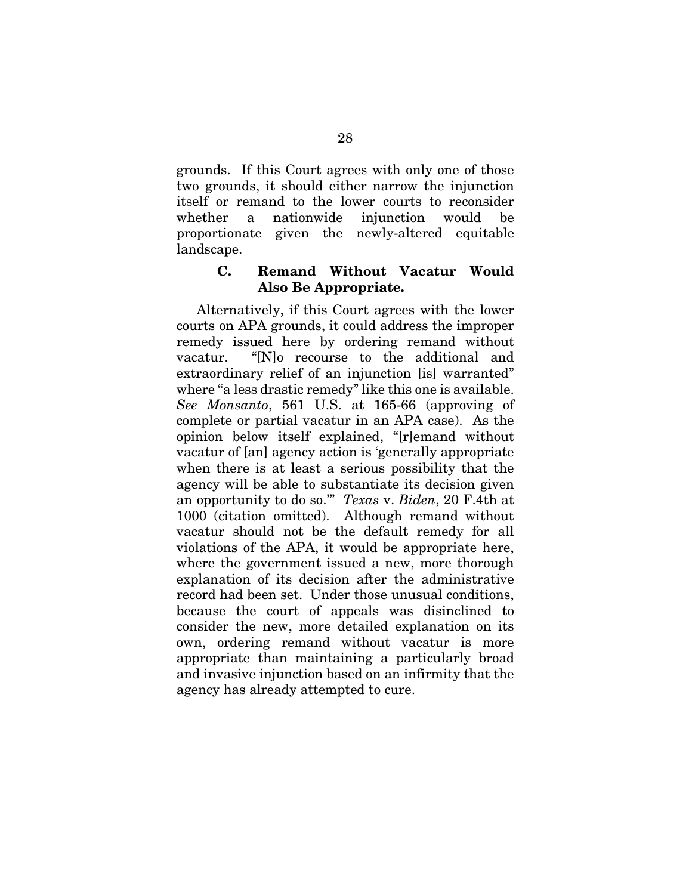grounds. If this Court agrees with only one of those two grounds, it should either narrow the injunction itself or remand to the lower courts to reconsider whether a nationwide injunction would be proportionate given the newly-altered equitable landscape.

### C. Remand Without Vacatur Would Also Be Appropriate.

Alternatively, if this Court agrees with the lower courts on APA grounds, it could address the improper remedy issued here by ordering remand without vacatur. "[N]o recourse to the additional and extraordinary relief of an injunction [is] warranted" where "a less drastic remedy" like this one is available. *See Monsanto*, 561 U.S. at 165-66 (approving of complete or partial vacatur in an APA case). As the opinion below itself explained, "[r]emand without vacatur of [an] agency action is 'generally appropriate when there is at least a serious possibility that the agency will be able to substantiate its decision given an opportunity to do so.'" *Texas* v. *Biden*, 20 F.4th at 1000 (citation omitted). Although remand without vacatur should not be the default remedy for all violations of the APA, it would be appropriate here, where the government issued a new, more thorough explanation of its decision after the administrative record had been set. Under those unusual conditions, because the court of appeals was disinclined to consider the new, more detailed explanation on its own, ordering remand without vacatur is more appropriate than maintaining a particularly broad and invasive injunction based on an infirmity that the agency has already attempted to cure.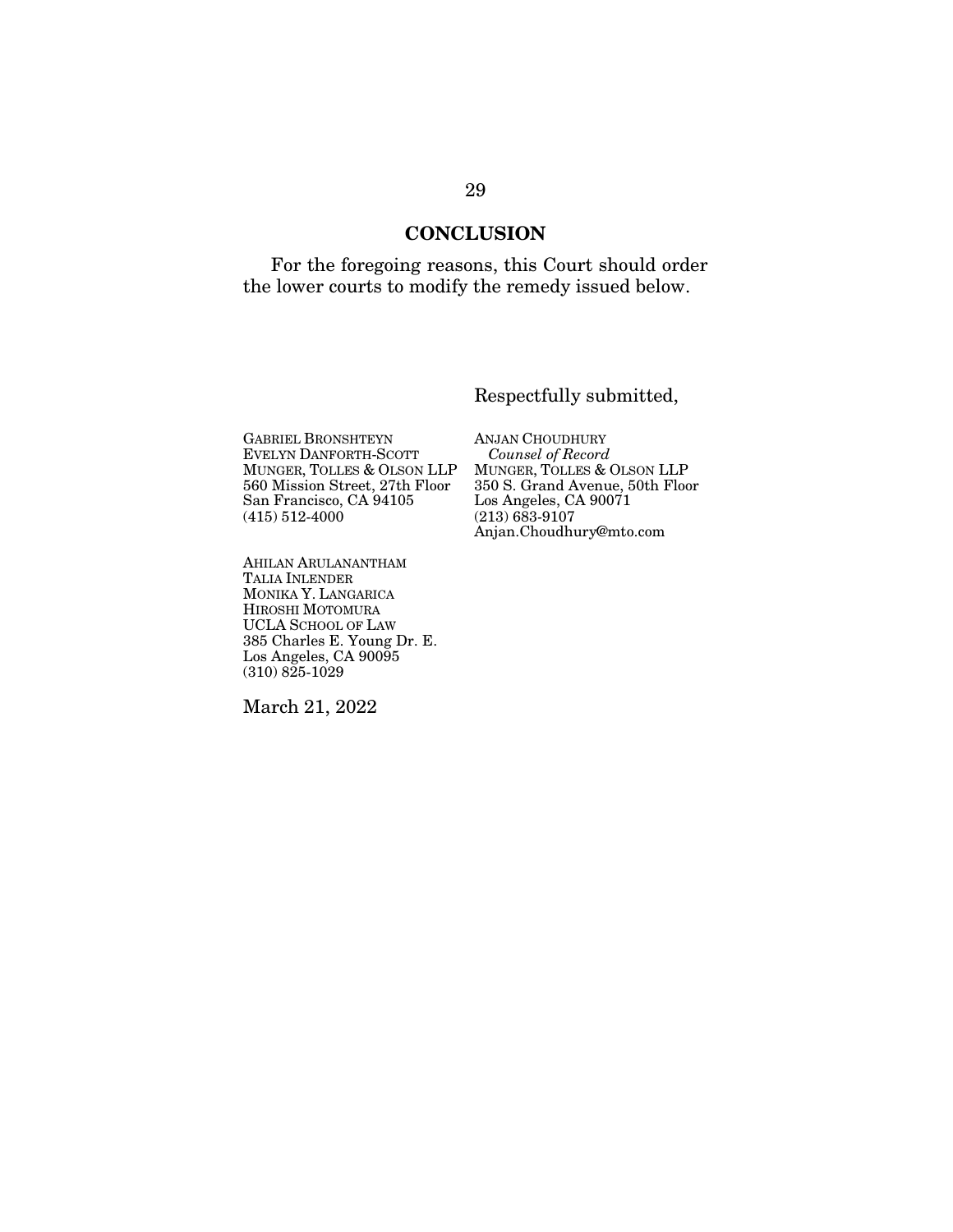## CONCLUSION

For the foregoing reasons, this Court should order the lower courts to modify the remedy issued below.

Respectfully submitted,

ANJAN CHOUDHURY
*Counsel of Record*
MUNGER, TOLLES & OLSON LLP
350 S. Grand Avenue, 50th Floor
Los Angeles, CA 90071
(213) 683-9107
Anjan.Choudhury@mto.com

GABRIEL BRONSHTEYN
EVELYN DANFORTH-SCOTT
MUNGER, TOLLES & OLSON LLP
560 Mission Street, 27th Floor
San Francisco, CA 94105
(415) 512-4000

AHILAN ARULANANTHAM
TALIA INLENDER
MONIKA Y. LANGARICA
HIROSHI MOTOMURA
UCLA SCHOOL OF LAW
385 Charles E. Young Dr. E.
Los Angeles, CA 90095
(310) 825-1029

March 21, 2022